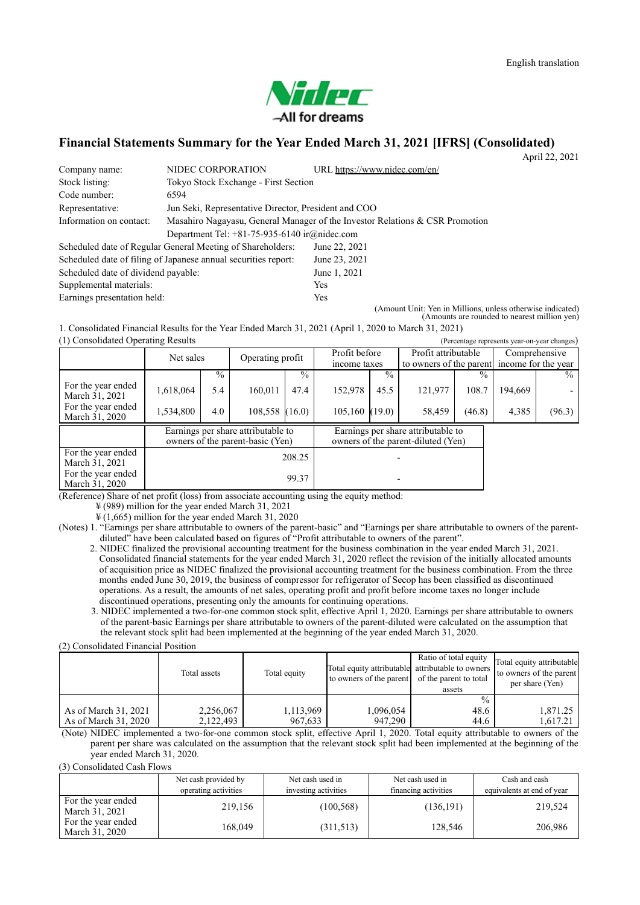English translation

Nidec
All for dreams

# Financial Statements Summary for the Year Ended March 31, 2021 [IFRS] (Consolidated)

April 22, 2021

| | | |
|---|---|---|
| Company name: | NIDEC CORPORATION | URL https://www.nidec.com/en/ |
| Stock listing: | Tokyo Stock Exchange - First Section | |
| Code number: | 6594 | |
| Representative: | Jun Seki, Representative Director, President and COO | |
| Information on contact: | Masahiro Nagayasu, General Manager of the Investor Relations & CSR Promotion Department Tel: +81-75-935-6140 ir@nidec.com | |
| Scheduled date of Regular General Meeting of Shareholders: | | June 22, 2021 |
| Scheduled date of filing of Japanese annual securities report: | | June 23, 2021 |
| Scheduled date of dividend payable: | | June 1, 2021 |
| Supplemental materials: | | Yes |
| Earnings presentation held: | | Yes |

(Amount Unit: Yen in Millions, unless otherwise indicated)
(Amounts are rounded to nearest million yen)

1. Consolidated Financial Results for the Year Ended March 31, 2021 (April 1, 2020 to March 31, 2021)

(1) Consolidated Operating Results

(Percentage represents year-on-year changes)

| | Net sales | | Operating profit | | Profit before income taxes | | Profit attributable to owners of the parent | | Comprehensive income for the year | |
|---|---|---|---|---|---|---|---|---|---|---|
| | | % | | % | | % | | % | | % |
| For the year ended March 31, 2021 | 1,618,064 | 5.4 | 160,011 | 47.4 | 152,978 | 45.5 | 121,977 | 108.7 | 194,669 | - |
| For the year ended March 31, 2020 | 1,534,800 | 4.0 | 108,558 | (16.0) | 105,160 | (19.0) | 58,459 | (46.8) | 4,385 | (96.3) |

| | Earnings per share attributable to owners of the parent-basic (Yen) | Earnings per share attributable to owners of the parent-diluted (Yen) |
|---|---|---|
| For the year ended March 31, 2021 | 208.25 | - |
| For the year ended March 31, 2020 | 99.37 | - |

(Reference) Share of net profit (loss) from associate accounting using the equity method:
¥ (989) million for the year ended March 31, 2021
¥ (1,665) million for the year ended March 31, 2020

(Notes) 1. "Earnings per share attributable to owners of the parent-basic" and "Earnings per share attributable to owners of the parent-diluted" have been calculated based on figures of "Profit attributable to owners of the parent".

2. NIDEC finalized the provisional accounting treatment for the business combination in the year ended March 31, 2021. Consolidated financial statements for the year ended March 31, 2020 reflect the revision of the initially allocated amounts of acquisition price as NIDEC finalized the provisional accounting treatment for the business combination. From the three months ended June 30, 2019, the business of compressor for refrigerator of Secop has been classified as discontinued operations. As a result, the amounts of net sales, operating profit and profit before income taxes no longer include discontinued operations, presenting only the amounts for continuing operations.

3. NIDEC implemented a two-for-one common stock split, effective April 1, 2020. Earnings per share attributable to owners of the parent-basic Earnings per share attributable to owners of the parent-diluted were calculated on the assumption that the relevant stock split had been implemented at the beginning of the year ended March 31, 2020.

(2) Consolidated Financial Position

| | Total assets | Total equity | Total equity attributable to owners of the parent | Ratio of total equity attributable to owners of the parent to total assets | Total equity attributable to owners of the parent per share (Yen) |
|---|---|---|---|---|---|
| | | | | % | |
| As of March 31, 2021 | 2,256,067 | 1,113,969 | 1,096,054 | 48.6 | 1,871.25 |
| As of March 31, 2020 | 2,122,493 | 967,633 | 947,290 | 44.6 | 1,617.21 |

(Note) NIDEC implemented a two-for-one common stock split, effective April 1, 2020. Total equity attributable to owners of the parent per share was calculated on the assumption that the relevant stock split had been implemented at the beginning of the year ended March 31, 2020.

(3) Consolidated Cash Flows

| | Net cash provided by operating activities | Net cash used in investing activities | Net cash used in financing activities | Cash and cash equivalents at end of year |
|---|---|---|---|---|
| For the year ended March 31, 2021 | 219,156 | (100,568) | (136,191) | 219,524 |
| For the year ended March 31, 2020 | 168,049 | (311,513) | 128,546 | 206,986 |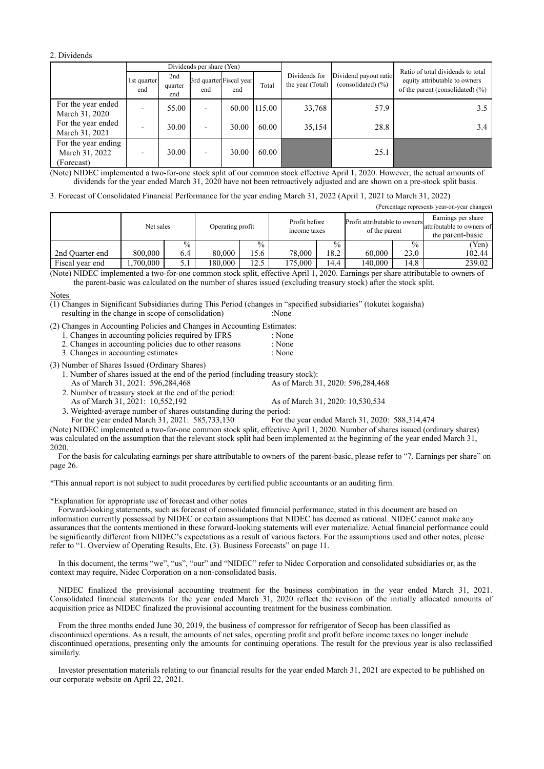2. Dividends

| | Dividends per share (Yen) | | | | | Dividends for the year (Total) | Dividend payout ratio (consolidated) (%) | Ratio of total dividends to total equity attributable to owners of the parent (consolidated) (%) |
|---|---|---|---|---|---|---|---|---|
| | 1st quarter end | 2nd quarter end | 3rd quarter end | Fiscal year end | Total | | | |
| For the year ended March 31, 2020 | - | 55.00 | - | 60.00 | 115.00 | 33,768 | 57.9 | 3.5 |
| For the year ended March 31, 2021 | - | 30.00 | - | 30.00 | 60.00 | 35,154 | 28.8 | 3.4 |
| For the year ending March 31, 2022 (Forecast) | - | 30.00 | - | 30.00 | 60.00 | | 25.1 | |

(Note) NIDEC implemented a two-for-one stock split of our common stock effective April 1, 2020. However, the actual amounts of dividends for the year ended March 31, 2020 have not been retroactively adjusted and are shown on a pre-stock split basis.

3. Forecast of Consolidated Financial Performance for the year ending March 31, 2022 (April 1, 2021 to March 31, 2022)

(Percentage represents year-on-year changes)

| | Net sales | | Operating profit | | Profit before income taxes | | Profit attributable to owners of the parent | | Earnings per share attributable to owners of the parent-basic |
|---|---|---|---|---|---|---|---|---|---|
| | | % | | % | | % | | % | (Yen) |
| 2nd Quarter end | 800,000 | 6.4 | 80,000 | 15.6 | 78,000 | 18.2 | 60,000 | 23.0 | 102.44 |
| Fiscal year end | 1,700,000 | 5.1 | 180,000 | 12.5 | 175,000 | 14.4 | 140,000 | 14.8 | 239.02 |

(Note) NIDEC implemented a two-for-one common stock split, effective April 1, 2020. Earnings per share attributable to owners of the parent-basic was calculated on the number of shares issued (excluding treasury stock) after the stock split.

Notes

(1) Changes in Significant Subsidiaries during This Period (changes in "specified subsidiaries" (tokutei kogaisha) resulting in the change in scope of consolidation) :None

(2) Changes in Accounting Policies and Changes in Accounting Estimates:
1. Changes in accounting policies required by IFRS : None
2. Changes in accounting policies due to other reasons : None
3. Changes in accounting estimates : None

(3) Number of Shares Issued (Ordinary Shares)
1. Number of shares issued at the end of the period (including treasury stock):
As of March 31, 2021: 596,284,468 As of March 31, 2020: 596,284,468
2. Number of treasury stock at the end of the period:
As of March 31, 2021: 10,552,192 As of March 31, 2020: 10,530,534
3. Weighted-average number of shares outstanding during the period:
For the year ended March 31, 2021: 585,733,130 For the year ended March 31, 2020: 588,314,474

(Note) NIDEC implemented a two-for-one common stock split, effective April 1, 2020. Number of shares issued (ordinary shares) was calculated on the assumption that the relevant stock split had been implemented at the beginning of the year ended March 31, 2020.

For the basis for calculating earnings per share attributable to owners of the parent-basic, please refer to "7. Earnings per share" on page 26.

*This annual report is not subject to audit procedures by certified public accountants or an auditing firm.

*Explanation for appropriate use of forecast and other notes

Forward-looking statements, such as forecast of consolidated financial performance, stated in this document are based on information currently possessed by NIDEC or certain assumptions that NIDEC has deemed as rational. NIDEC cannot make any assurances that the contents mentioned in these forward-looking statements will ever materialize. Actual financial performance could be significantly different from NIDEC's expectations as a result of various factors. For the assumptions used and other notes, please refer to "1. Overview of Operating Results, Etc. (3). Business Forecasts" on page 11.

In this document, the terms "we", "us", "our" and "NIDEC" refer to Nidec Corporation and consolidated subsidiaries or, as the context may require, Nidec Corporation on a non-consolidated basis.

NIDEC finalized the provisional accounting treatment for the business combination in the year ended March 31, 2021. Consolidated financial statements for the year ended March 31, 2020 reflect the revision of the initially allocated amounts of acquisition price as NIDEC finalized the provisional accounting treatment for the business combination.

From the three months ended June 30, 2019, the business of compressor for refrigerator of Secop has been classified as discontinued operations. As a result, the amounts of net sales, operating profit and profit before income taxes no longer include discontinued operations, presenting only the amounts for continuing operations. The result for the previous year is also reclassified similarly.

Investor presentation materials relating to our financial results for the year ended March 31, 2021 are expected to be published on our corporate website on April 22, 2021.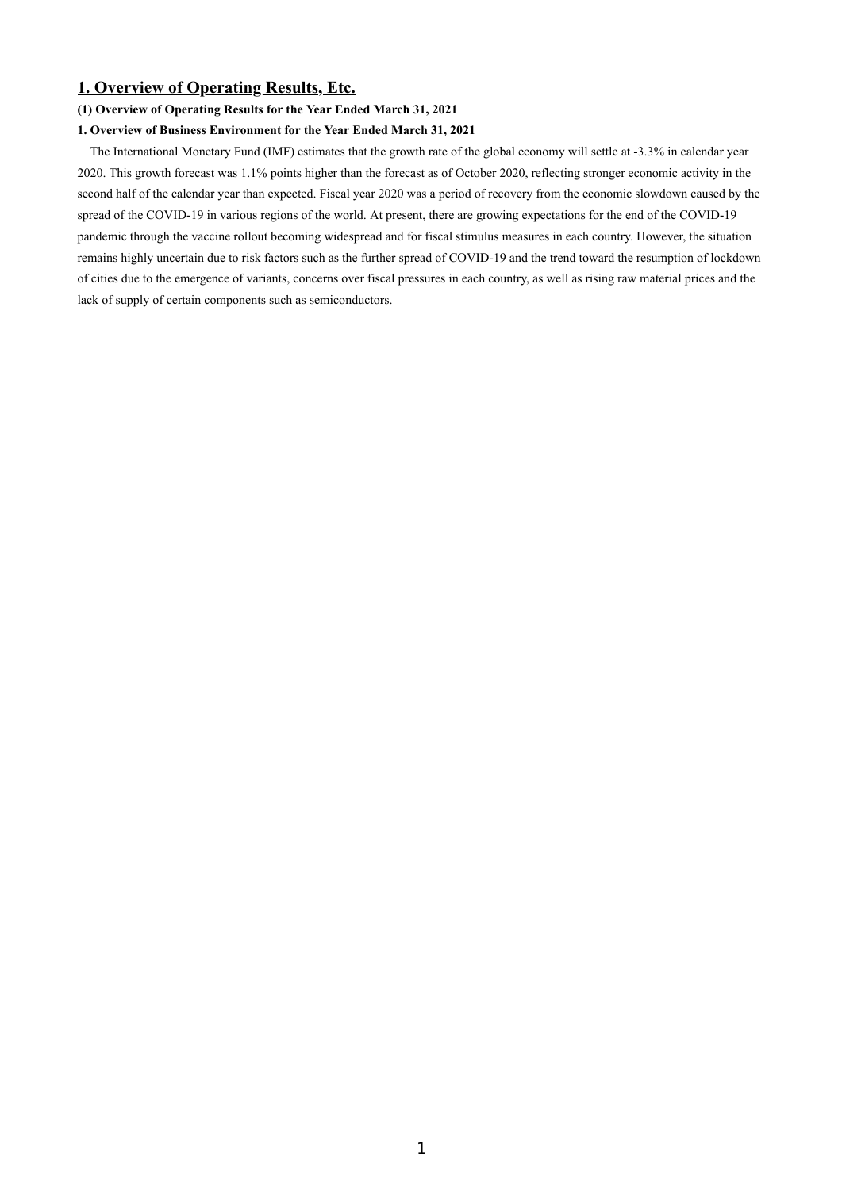# 1. Overview of Operating Results, Etc.

### (1) Overview of Operating Results for the Year Ended March 31, 2021

#### 1. Overview of Business Environment for the Year Ended March 31, 2021

The International Monetary Fund (IMF) estimates that the growth rate of the global economy will settle at -3.3% in calendar year 2020. This growth forecast was 1.1% points higher than the forecast as of October 2020, reflecting stronger economic activity in the second half of the calendar year than expected. Fiscal year 2020 was a period of recovery from the economic slowdown caused by the spread of the COVID-19 in various regions of the world. At present, there are growing expectations for the end of the COVID-19 pandemic through the vaccine rollout becoming widespread and for fiscal stimulus measures in each country. However, the situation remains highly uncertain due to risk factors such as the further spread of COVID-19 and the trend toward the resumption of lockdown of cities due to the emergence of variants, concerns over fiscal pressures in each country, as well as rising raw material prices and the lack of supply of certain components such as semiconductors.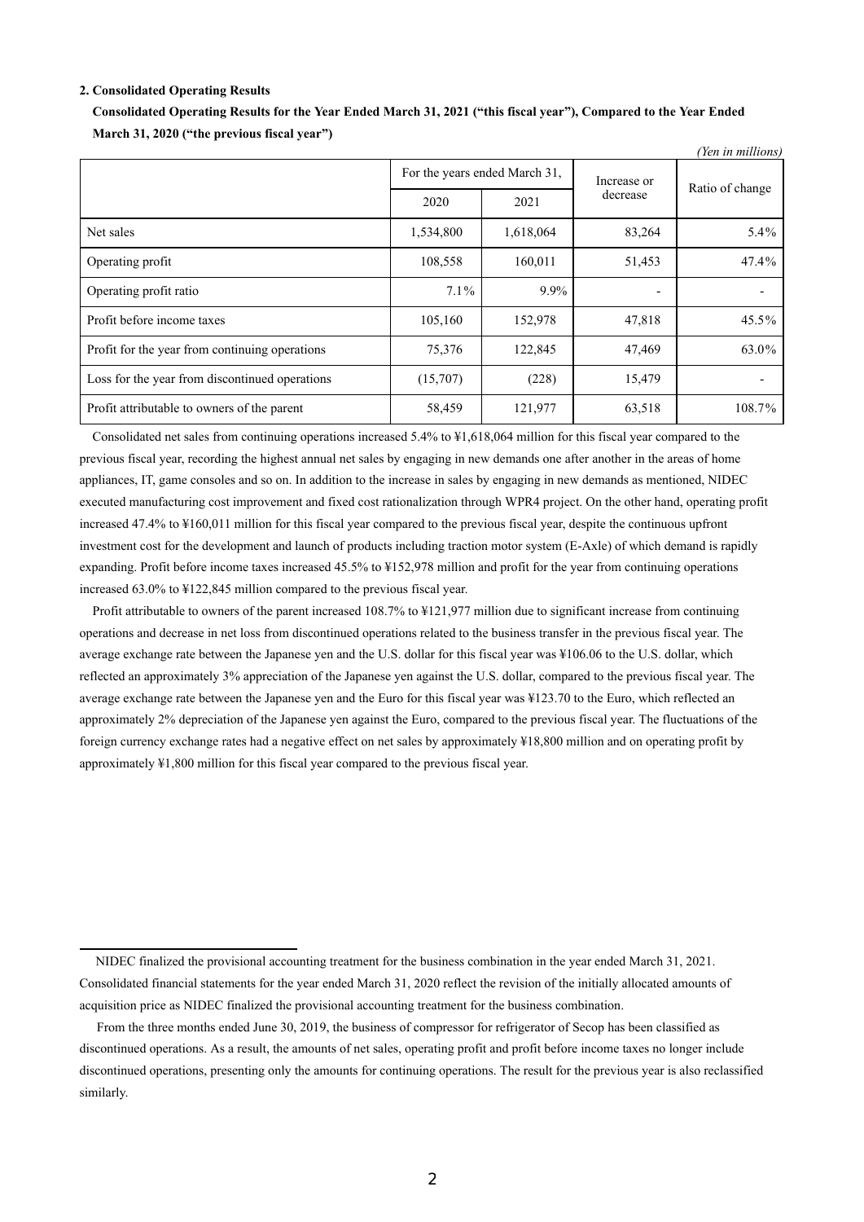**2. Consolidated Operating Results**

**Consolidated Operating Results for the Year Ended March 31, 2021 ("this fiscal year"), Compared to the Year Ended March 31, 2020 ("the previous fiscal year")**

*(Yen in millions)*

| | For the years ended March 31, | | Increase or decrease | Ratio of change |
|---|---|---|---|---|
| | 2020 | 2021 | | |
| Net sales | 1,534,800 | 1,618,064 | 83,264 | 5.4% |
| Operating profit | 108,558 | 160,011 | 51,453 | 47.4% |
| Operating profit ratio | 7.1% | 9.9% | - | - |
| Profit before income taxes | 105,160 | 152,978 | 47,818 | 45.5% |
| Profit for the year from continuing operations | 75,376 | 122,845 | 47,469 | 63.0% |
| Loss for the year from discontinued operations | (15,707) | (228) | 15,479 | - |
| Profit attributable to owners of the parent | 58,459 | 121,977 | 63,518 | 108.7% |

Consolidated net sales from continuing operations increased 5.4% to ¥1,618,064 million for this fiscal year compared to the previous fiscal year, recording the highest annual net sales by engaging in new demands one after another in the areas of home appliances, IT, game consoles and so on. In addition to the increase in sales by engaging in new demands as mentioned, NIDEC executed manufacturing cost improvement and fixed cost rationalization through WPR4 project. On the other hand, operating profit increased 47.4% to ¥160,011 million for this fiscal year compared to the previous fiscal year, despite the continuous upfront investment cost for the development and launch of products including traction motor system (E-Axle) of which demand is rapidly expanding. Profit before income taxes increased 45.5% to ¥152,978 million and profit for the year from continuing operations increased 63.0% to ¥122,845 million compared to the previous fiscal year.

Profit attributable to owners of the parent increased 108.7% to ¥121,977 million due to significant increase from continuing operations and decrease in net loss from discontinued operations related to the business transfer in the previous fiscal year. The average exchange rate between the Japanese yen and the U.S. dollar for this fiscal year was ¥106.06 to the U.S. dollar, which reflected an approximately 3% appreciation of the Japanese yen against the U.S. dollar, compared to the previous fiscal year. The average exchange rate between the Japanese yen and the Euro for this fiscal year was ¥123.70 to the Euro, which reflected an approximately 2% depreciation of the Japanese yen against the Euro, compared to the previous fiscal year. The fluctuations of the foreign currency exchange rates had a negative effect on net sales by approximately ¥18,800 million and on operating profit by approximately ¥1,800 million for this fiscal year compared to the previous fiscal year.

---

NIDEC finalized the provisional accounting treatment for the business combination in the year ended March 31, 2021. Consolidated financial statements for the year ended March 31, 2020 reflect the revision of the initially allocated amounts of acquisition price as NIDEC finalized the provisional accounting treatment for the business combination.

From the three months ended June 30, 2019, the business of compressor for refrigerator of Secop has been classified as discontinued operations. As a result, the amounts of net sales, operating profit and profit before income taxes no longer include discontinued operations, presenting only the amounts for continuing operations. The result for the previous year is also reclassified similarly.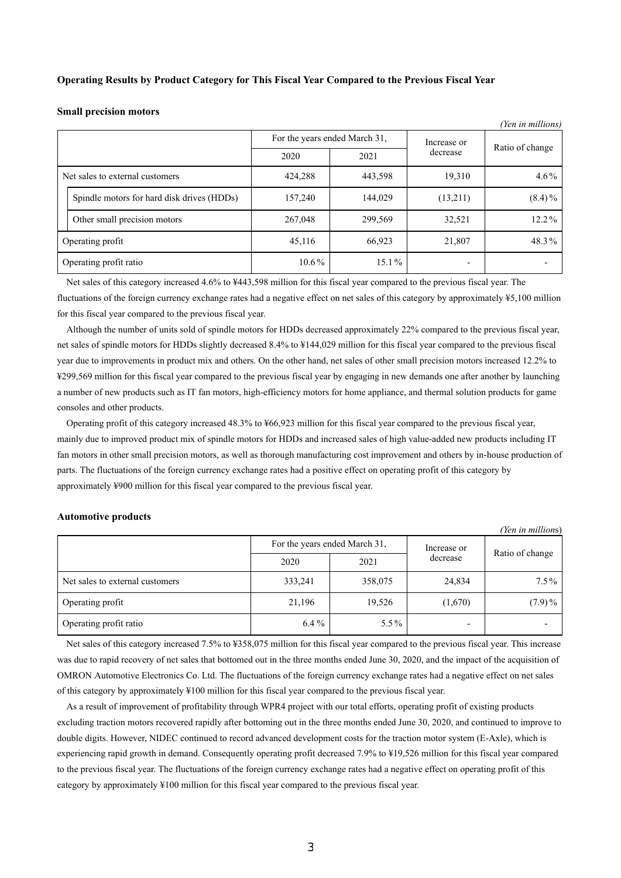**Operating Results by Product Category for This Fiscal Year Compared to the Previous Fiscal Year**

**Small precision motors**

*(Yen in millions)*

| | For the years ended March 31, | | Increase or decrease | Ratio of change |
|---|---|---|---|---|
| | 2020 | 2021 | | |
| Net sales to external customers | 424,288 | 443,598 | 19,310 | 4.6% |
| Spindle motors for hard disk drives (HDDs) | 157,240 | 144,029 | (13,211) | (8.4)% |
| Other small precision motors | 267,048 | 299,569 | 32,521 | 12.2% |
| Operating profit | 45,116 | 66,923 | 21,807 | 48.3% |
| Operating profit ratio | 10.6% | 15.1% | - | - |

Net sales of this category increased 4.6% to ¥443,598 million for this fiscal year compared to the previous fiscal year. The fluctuations of the foreign currency exchange rates had a negative effect on net sales of this category by approximately ¥5,100 million for this fiscal year compared to the previous fiscal year.

Although the number of units sold of spindle motors for HDDs decreased approximately 22% compared to the previous fiscal year, net sales of spindle motors for HDDs slightly decreased 8.4% to ¥144,029 million for this fiscal year compared to the previous fiscal year due to improvements in product mix and others. On the other hand, net sales of other small precision motors increased 12.2% to ¥299,569 million for this fiscal year compared to the previous fiscal year by engaging in new demands one after another by launching a number of new products such as IT fan motors, high-efficiency motors for home appliance, and thermal solution products for game consoles and other products.

Operating profit of this category increased 48.3% to ¥66,923 million for this fiscal year compared to the previous fiscal year, mainly due to improved product mix of spindle motors for HDDs and increased sales of high value-added new products including IT fan motors in other small precision motors, as well as thorough manufacturing cost improvement and others by in-house production of parts. The fluctuations of the foreign currency exchange rates had a positive effect on operating profit of this category by approximately ¥900 million for this fiscal year compared to the previous fiscal year.

**Automotive products**

*(Yen in millions)*

| | For the years ended March 31, | | Increase or decrease | Ratio of change |
|---|---|---|---|---|
| | 2020 | 2021 | | |
| Net sales to external customers | 333,241 | 358,075 | 24,834 | 7.5% |
| Operating profit | 21,196 | 19,526 | (1,670) | (7.9)% |
| Operating profit ratio | 6.4% | 5.5% | - | - |

Net sales of this category increased 7.5% to ¥358,075 million for this fiscal year compared to the previous fiscal year. This increase was due to rapid recovery of net sales that bottomed out in the three months ended June 30, 2020, and the impact of the acquisition of OMRON Automotive Electronics Co. Ltd. The fluctuations of the foreign currency exchange rates had a negative effect on net sales of this category by approximately ¥100 million for this fiscal year compared to the previous fiscal year.

As a result of improvement of profitability through WPR4 project with our total efforts, operating profit of existing products excluding traction motors recovered rapidly after bottoming out in the three months ended June 30, 2020, and continued to improve to double digits. However, NIDEC continued to record advanced development costs for the traction motor system (E-Axle), which is experiencing rapid growth in demand. Consequently operating profit decreased 7.9% to ¥19,526 million for this fiscal year compared to the previous fiscal year. The fluctuations of the foreign currency exchange rates had a negative effect on operating profit of this category by approximately ¥100 million for this fiscal year compared to the previous fiscal year.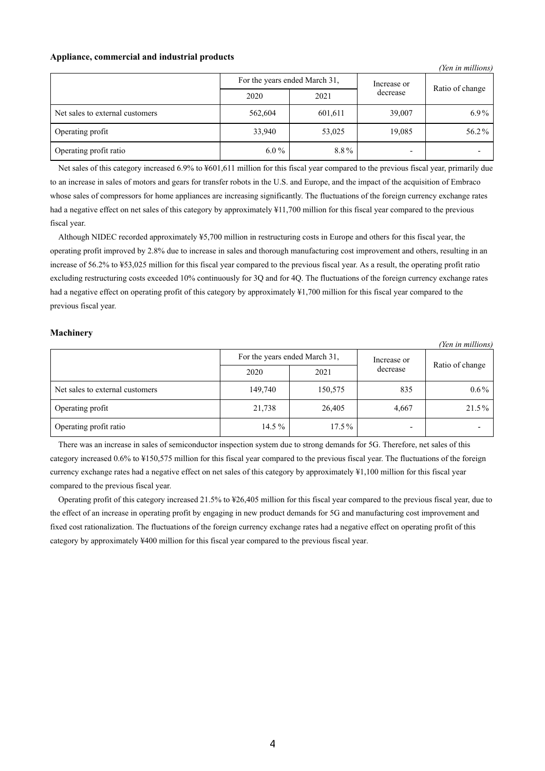**Appliance, commercial and industrial products**

*(Yen in millions)*

| | For the years ended March 31, | | Increase or decrease | Ratio of change |
|---|---|---|---|---|
| | 2020 | 2021 | | |
| Net sales to external customers | 562,604 | 601,611 | 39,007 | 6.9% |
| Operating profit | 33,940 | 53,025 | 19,085 | 56.2% |
| Operating profit ratio | 6.0 % | 8.8% | - | - |

Net sales of this category increased 6.9% to ¥601,611 million for this fiscal year compared to the previous fiscal year, primarily due to an increase in sales of motors and gears for transfer robots in the U.S. and Europe, and the impact of the acquisition of Embraco whose sales of compressors for home appliances are increasing significantly. The fluctuations of the foreign currency exchange rates had a negative effect on net sales of this category by approximately ¥11,700 million for this fiscal year compared to the previous fiscal year.

Although NIDEC recorded approximately ¥5,700 million in restructuring costs in Europe and others for this fiscal year, the operating profit improved by 2.8% due to increase in sales and thorough manufacturing cost improvement and others, resulting in an increase of 56.2% to ¥53,025 million for this fiscal year compared to the previous fiscal year. As a result, the operating profit ratio excluding restructuring costs exceeded 10% continuously for 3Q and for 4Q. The fluctuations of the foreign currency exchange rates had a negative effect on operating profit of this category by approximately ¥1,700 million for this fiscal year compared to the previous fiscal year.

**Machinery**

*(Yen in millions)*

| | For the years ended March 31, | | Increase or decrease | Ratio of change |
|---|---|---|---|---|
| | 2020 | 2021 | | |
| Net sales to external customers | 149,740 | 150,575 | 835 | 0.6% |
| Operating profit | 21,738 | 26,405 | 4,667 | 21.5% |
| Operating profit ratio | 14.5 % | 17.5% | - | - |

There was an increase in sales of semiconductor inspection system due to strong demands for 5G. Therefore, net sales of this category increased 0.6% to ¥150,575 million for this fiscal year compared to the previous fiscal year. The fluctuations of the foreign currency exchange rates had a negative effect on net sales of this category by approximately ¥1,100 million for this fiscal year compared to the previous fiscal year.

Operating profit of this category increased 21.5% to ¥26,405 million for this fiscal year compared to the previous fiscal year, due to the effect of an increase in operating profit by engaging in new product demands for 5G and manufacturing cost improvement and fixed cost rationalization. The fluctuations of the foreign currency exchange rates had a negative effect on operating profit of this category by approximately ¥400 million for this fiscal year compared to the previous fiscal year.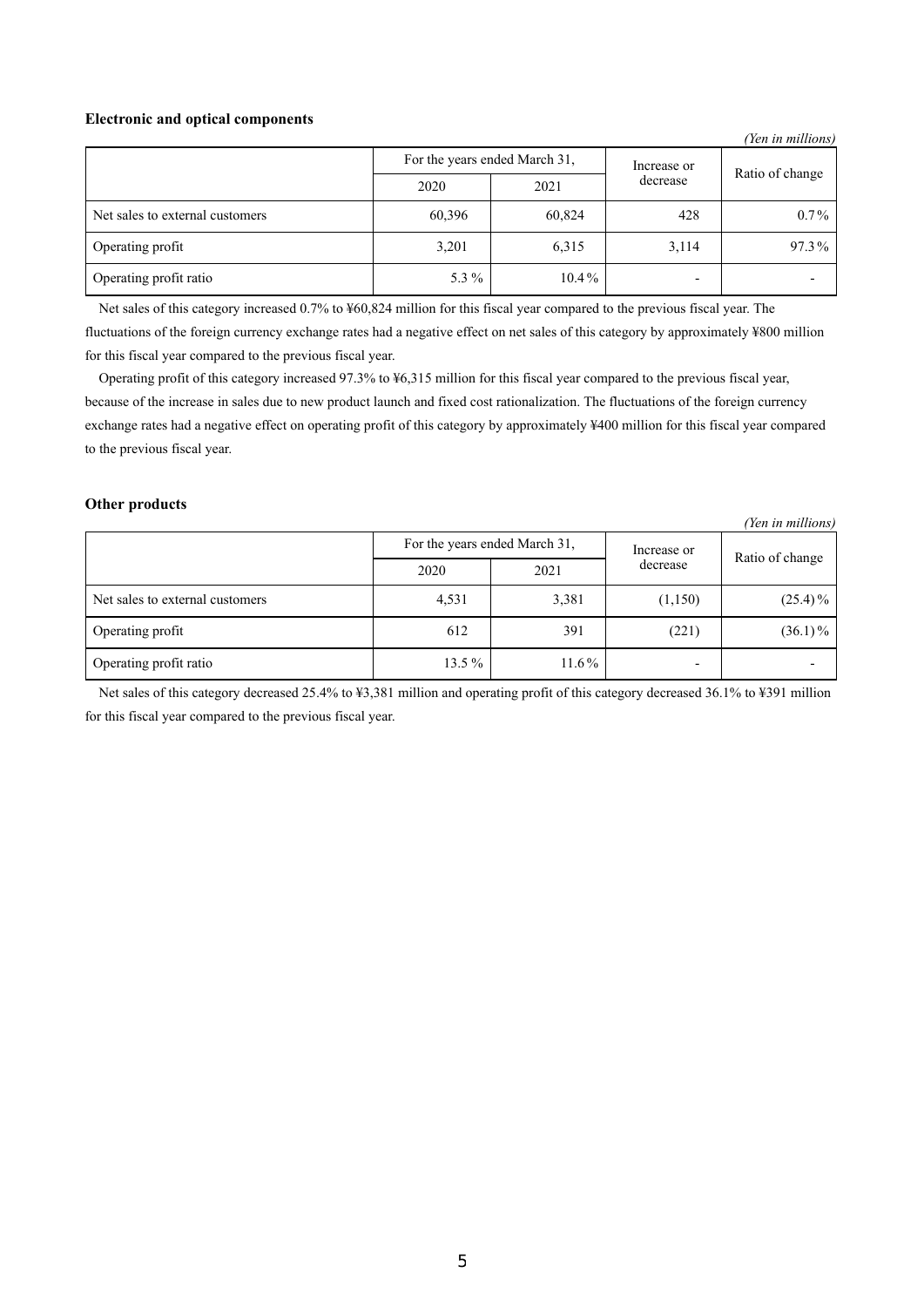**Electronic and optical components**

*(Yen in millions)*

| | For the years ended March 31, | | Increase or decrease | Ratio of change |
|---|---|---|---|---|
| | 2020 | 2021 | | |
| Net sales to external customers | 60,396 | 60,824 | 428 | 0.7% |
| Operating profit | 3,201 | 6,315 | 3,114 | 97.3% |
| Operating profit ratio | 5.3 % | 10.4% | - | - |

Net sales of this category increased 0.7% to ¥60,824 million for this fiscal year compared to the previous fiscal year. The fluctuations of the foreign currency exchange rates had a negative effect on net sales of this category by approximately ¥800 million for this fiscal year compared to the previous fiscal year.

Operating profit of this category increased 97.3% to ¥6,315 million for this fiscal year compared to the previous fiscal year, because of the increase in sales due to new product launch and fixed cost rationalization. The fluctuations of the foreign currency exchange rates had a negative effect on operating profit of this category by approximately ¥400 million for this fiscal year compared to the previous fiscal year.

**Other products**

*(Yen in millions)*

| | For the years ended March 31, | | Increase or decrease | Ratio of change |
|---|---|---|---|---|
| | 2020 | 2021 | | |
| Net sales to external customers | 4,531 | 3,381 | (1,150) | (25.4)% |
| Operating profit | 612 | 391 | (221) | (36.1)% |
| Operating profit ratio | 13.5 % | 11.6% | - | - |

Net sales of this category decreased 25.4% to ¥3,381 million and operating profit of this category decreased 36.1% to ¥391 million for this fiscal year compared to the previous fiscal year.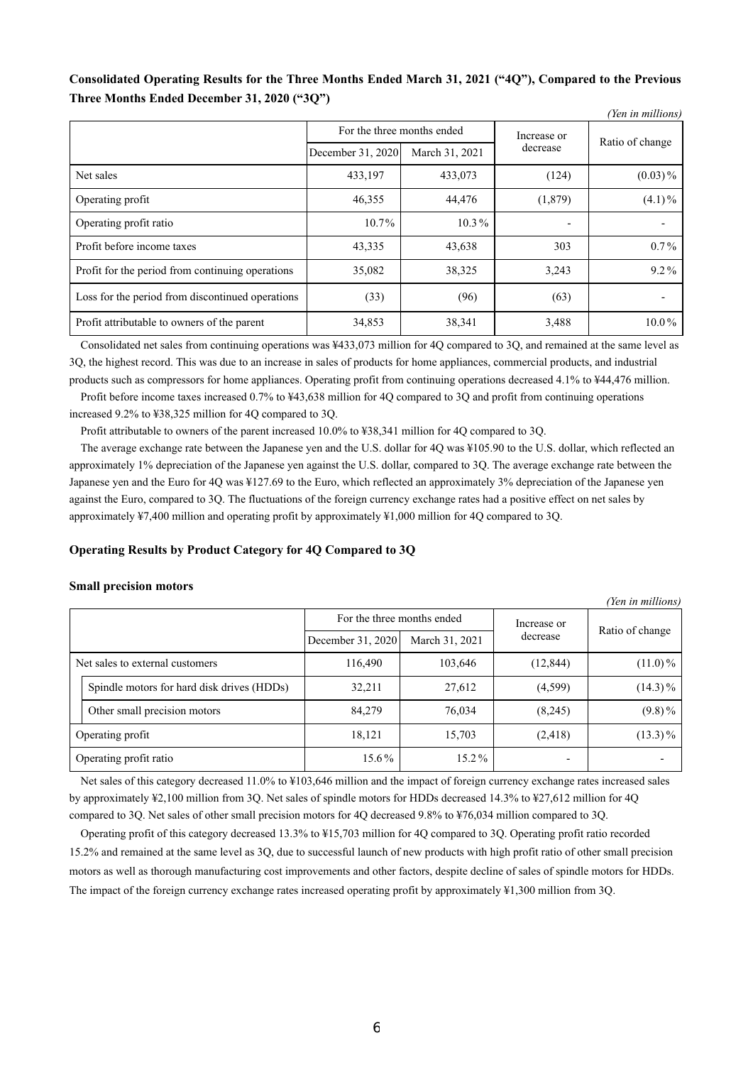**Consolidated Operating Results for the Three Months Ended March 31, 2021 ("4Q"), Compared to the Previous Three Months Ended December 31, 2020 ("3Q")**

*(Yen in millions)*

| | For the three months ended | | Increase or decrease | Ratio of change |
|---|---|---|---|---|
| | December 31, 2020 | March 31, 2021 | | |
| Net sales | 433,197 | 433,073 | (124) | (0.03)% |
| Operating profit | 46,355 | 44,476 | (1,879) | (4.1)% |
| Operating profit ratio | 10.7% | 10.3% | - | - |
| Profit before income taxes | 43,335 | 43,638 | 303 | 0.7% |
| Profit for the period from continuing operations | 35,082 | 38,325 | 3,243 | 9.2% |
| Loss for the period from discontinued operations | (33) | (96) | (63) | - |
| Profit attributable to owners of the parent | 34,853 | 38,341 | 3,488 | 10.0% |

Consolidated net sales from continuing operations was ¥433,073 million for 4Q compared to 3Q, and remained at the same level as 3Q, the highest record. This was due to an increase in sales of products for home appliances, commercial products, and industrial products such as compressors for home appliances. Operating profit from continuing operations decreased 4.1% to ¥44,476 million.

Profit before income taxes increased 0.7% to ¥43,638 million for 4Q compared to 3Q and profit from continuing operations increased 9.2% to ¥38,325 million for 4Q compared to 3Q.

Profit attributable to owners of the parent increased 10.0% to ¥38,341 million for 4Q compared to 3Q.

The average exchange rate between the Japanese yen and the U.S. dollar for 4Q was ¥105.90 to the U.S. dollar, which reflected an approximately 1% depreciation of the Japanese yen against the U.S. dollar, compared to 3Q. The average exchange rate between the Japanese yen and the Euro for 4Q was ¥127.69 to the Euro, which reflected an approximately 3% depreciation of the Japanese yen against the Euro, compared to 3Q. The fluctuations of the foreign currency exchange rates had a positive effect on net sales by approximately ¥7,400 million and operating profit by approximately ¥1,000 million for 4Q compared to 3Q.

**Operating Results by Product Category for 4Q Compared to 3Q**

**Small precision motors**

*(Yen in millions)*

| | For the three months ended | | Increase or decrease | Ratio of change |
|---|---|---|---|---|
| | December 31, 2020 | March 31, 2021 | | |
| Net sales to external customers | 116,490 | 103,646 | (12,844) | (11.0)% |
| Spindle motors for hard disk drives (HDDs) | 32,211 | 27,612 | (4,599) | (14.3)% |
| Other small precision motors | 84,279 | 76,034 | (8,245) | (9.8)% |
| Operating profit | 18,121 | 15,703 | (2,418) | (13.3)% |
| Operating profit ratio | 15.6% | 15.2% | - | - |

Net sales of this category decreased 11.0% to ¥103,646 million and the impact of foreign currency exchange rates increased sales by approximately ¥2,100 million from 3Q. Net sales of spindle motors for HDDs decreased 14.3% to ¥27,612 million for 4Q compared to 3Q. Net sales of other small precision motors for 4Q decreased 9.8% to ¥76,034 million compared to 3Q.

Operating profit of this category decreased 13.3% to ¥15,703 million for 4Q compared to 3Q. Operating profit ratio recorded 15.2% and remained at the same level as 3Q, due to successful launch of new products with high profit ratio of other small precision motors as well as thorough manufacturing cost improvements and other factors, despite decline of sales of spindle motors for HDDs. The impact of the foreign currency exchange rates increased operating profit by approximately ¥1,300 million from 3Q.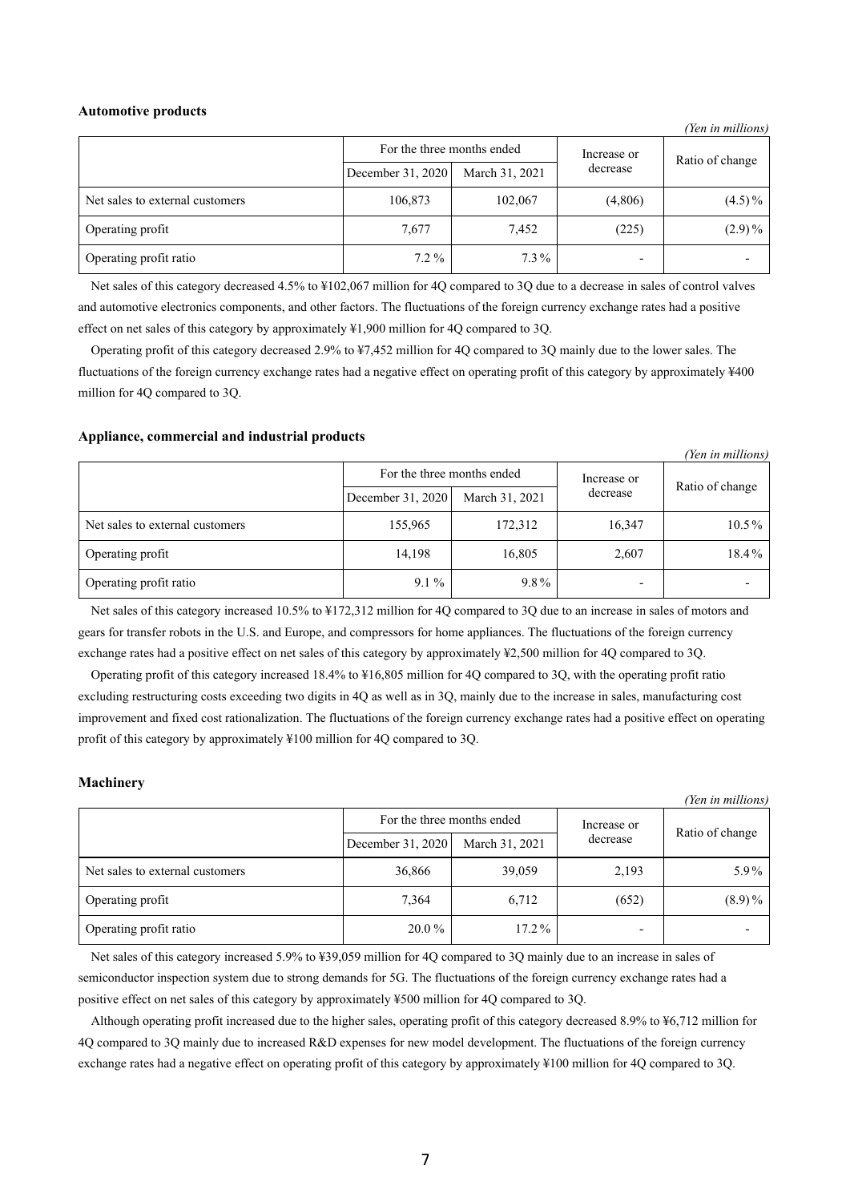**Automotive products**

*(Yen in millions)*

| | For the three months ended | | Increase or decrease | Ratio of change |
|---|---|---|---|---|
| | December 31, 2020 | March 31, 2021 | | |
| Net sales to external customers | 106,873 | 102,067 | (4,806) | (4.5)% |
| Operating profit | 7,677 | 7,452 | (225) | (2.9)% |
| Operating profit ratio | 7.2 % | 7.3% | - | - |

Net sales of this category decreased 4.5% to ¥102,067 million for 4Q compared to 3Q due to a decrease in sales of control valves and automotive electronics components, and other factors. The fluctuations of the foreign currency exchange rates had a positive effect on net sales of this category by approximately ¥1,900 million for 4Q compared to 3Q.

Operating profit of this category decreased 2.9% to ¥7,452 million for 4Q compared to 3Q mainly due to the lower sales. The fluctuations of the foreign currency exchange rates had a negative effect on operating profit of this category by approximately ¥400 million for 4Q compared to 3Q.

**Appliance, commercial and industrial products**

*(Yen in millions)*

| | For the three months ended | | Increase or decrease | Ratio of change |
|---|---|---|---|---|
| | December 31, 2020 | March 31, 2021 | | |
| Net sales to external customers | 155,965 | 172,312 | 16,347 | 10.5% |
| Operating profit | 14,198 | 16,805 | 2,607 | 18.4% |
| Operating profit ratio | 9.1 % | 9.8% | - | - |

Net sales of this category increased 10.5% to ¥172,312 million for 4Q compared to 3Q due to an increase in sales of motors and gears for transfer robots in the U.S. and Europe, and compressors for home appliances. The fluctuations of the foreign currency exchange rates had a positive effect on net sales of this category by approximately ¥2,500 million for 4Q compared to 3Q.

Operating profit of this category increased 18.4% to ¥16,805 million for 4Q compared to 3Q, with the operating profit ratio excluding restructuring costs exceeding two digits in 4Q as well as in 3Q, mainly due to the increase in sales, manufacturing cost improvement and fixed cost rationalization. The fluctuations of the foreign currency exchange rates had a positive effect on operating profit of this category by approximately ¥100 million for 4Q compared to 3Q.

**Machinery**

*(Yen in millions)*

| | For the three months ended | | Increase or decrease | Ratio of change |
|---|---|---|---|---|
| | December 31, 2020 | March 31, 2021 | | |
| Net sales to external customers | 36,866 | 39,059 | 2,193 | 5.9% |
| Operating profit | 7,364 | 6,712 | (652) | (8.9)% |
| Operating profit ratio | 20.0 % | 17.2% | - | - |

Net sales of this category increased 5.9% to ¥39,059 million for 4Q compared to 3Q mainly due to an increase in sales of semiconductor inspection system due to strong demands for 5G. The fluctuations of the foreign currency exchange rates had a positive effect on net sales of this category by approximately ¥500 million for 4Q compared to 3Q.

Although operating profit increased due to the higher sales, operating profit of this category decreased 8.9% to ¥6,712 million for 4Q compared to 3Q mainly due to increased R&D expenses for new model development. The fluctuations of the foreign currency exchange rates had a negative effect on operating profit of this category by approximately ¥100 million for 4Q compared to 3Q.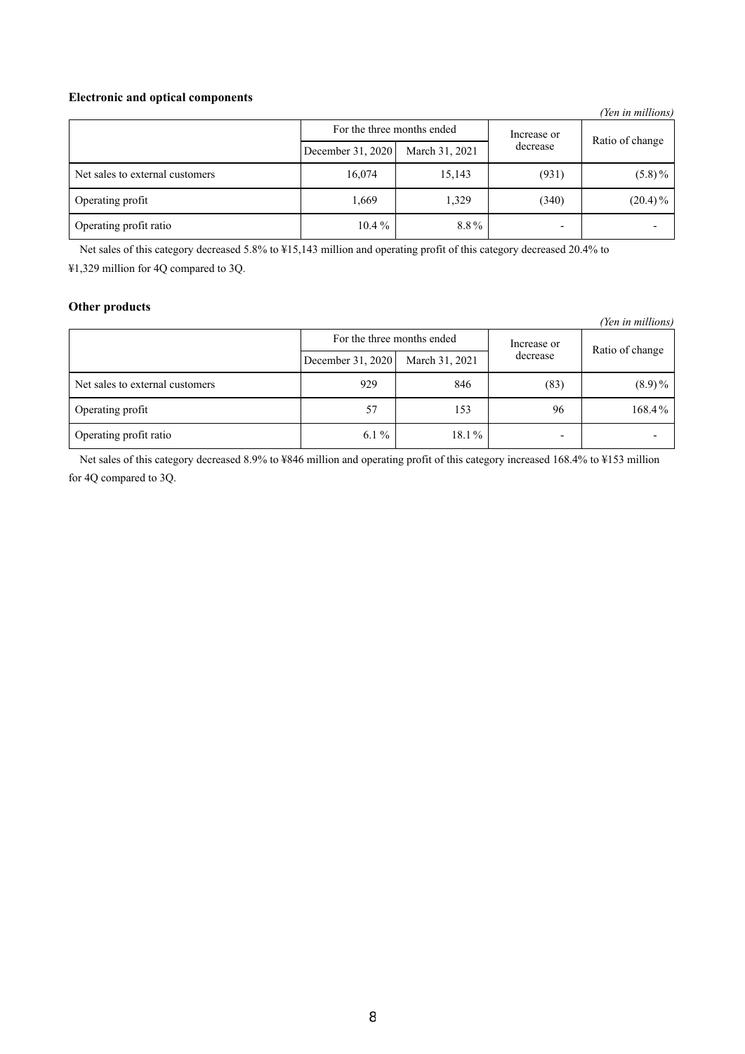**Electronic and optical components**

*(Yen in millions)*

| | For the three months ended | | Increase or decrease | Ratio of change |
|---|---|---|---|---|
| | December 31, 2020 | March 31, 2021 | | |
| Net sales to external customers | 16,074 | 15,143 | (931) | (5.8)% |
| Operating profit | 1,669 | 1,329 | (340) | (20.4)% |
| Operating profit ratio | 10.4 % | 8.8% | - | - |

Net sales of this category decreased 5.8% to ¥15,143 million and operating profit of this category decreased 20.4% to ¥1,329 million for 4Q compared to 3Q.

**Other products**

*(Yen in millions)*

| | For the three months ended | | Increase or decrease | Ratio of change |
|---|---|---|---|---|
| | December 31, 2020 | March 31, 2021 | | |
| Net sales to external customers | 929 | 846 | (83) | (8.9)% |
| Operating profit | 57 | 153 | 96 | 168.4% |
| Operating profit ratio | 6.1 % | 18.1% | - | - |

Net sales of this category decreased 8.9% to ¥846 million and operating profit of this category increased 168.4% to ¥153 million for 4Q compared to 3Q.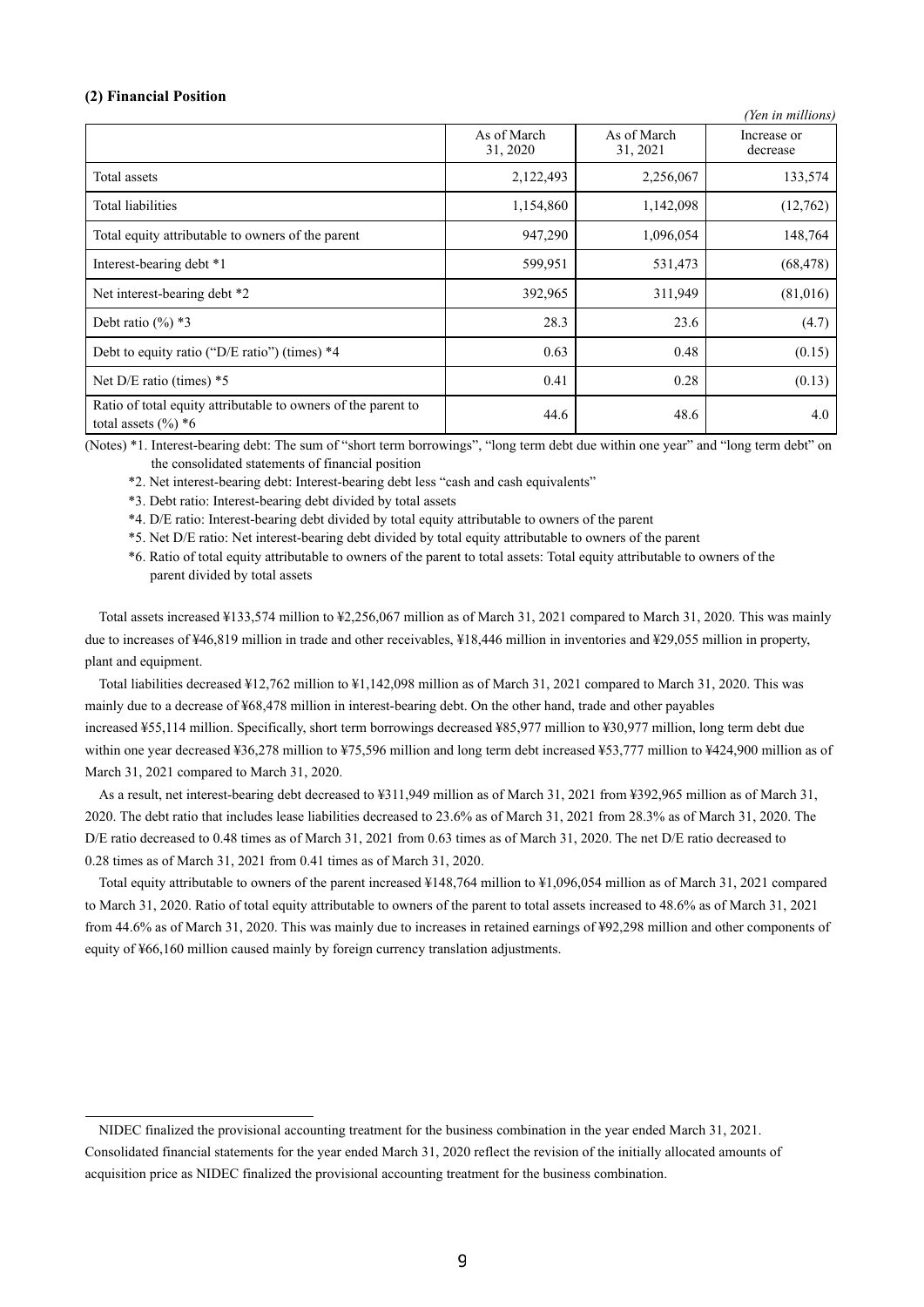#### (2) Financial Position

*(Yen in millions)*

| | As of March 31, 2020 | As of March 31, 2021 | Increase or decrease |
|---|---|---|---|
| Total assets | 2,122,493 | 2,256,067 | 133,574 |
| Total liabilities | 1,154,860 | 1,142,098 | (12,762) |
| Total equity attributable to owners of the parent | 947,290 | 1,096,054 | 148,764 |
| Interest-bearing debt *1 | 599,951 | 531,473 | (68,478) |
| Net interest-bearing debt *2 | 392,965 | 311,949 | (81,016) |
| Debt ratio (%) *3 | 28.3 | 23.6 | (4.7) |
| Debt to equity ratio ("D/E ratio") (times) *4 | 0.63 | 0.48 | (0.15) |
| Net D/E ratio (times) *5 | 0.41 | 0.28 | (0.13) |
| Ratio of total equity attributable to owners of the parent to total assets (%) *6 | 44.6 | 48.6 | 4.0 |

(Notes) *1. Interest-bearing debt: The sum of "short term borrowings", "long term debt due within one year" and "long term debt" on the consolidated statements of financial position

*2. Net interest-bearing debt: Interest-bearing debt less "cash and cash equivalents"

*3. Debt ratio: Interest-bearing debt divided by total assets

*4. D/E ratio: Interest-bearing debt divided by total equity attributable to owners of the parent

*5. Net D/E ratio: Net interest-bearing debt divided by total equity attributable to owners of the parent

*6. Ratio of total equity attributable to owners of the parent to total assets: Total equity attributable to owners of the parent divided by total assets

Total assets increased ¥133,574 million to ¥2,256,067 million as of March 31, 2021 compared to March 31, 2020. This was mainly due to increases of ¥46,819 million in trade and other receivables, ¥18,446 million in inventories and ¥29,055 million in property, plant and equipment.

Total liabilities decreased ¥12,762 million to ¥1,142,098 million as of March 31, 2021 compared to March 31, 2020. This was mainly due to a decrease of ¥68,478 million in interest-bearing debt. On the other hand, trade and other payables increased ¥55,114 million. Specifically, short term borrowings decreased ¥85,977 million to ¥30,977 million, long term debt due within one year decreased ¥36,278 million to ¥75,596 million and long term debt increased ¥53,777 million to ¥424,900 million as of March 31, 2021 compared to March 31, 2020.

As a result, net interest-bearing debt decreased to ¥311,949 million as of March 31, 2021 from ¥392,965 million as of March 31, 2020. The debt ratio that includes lease liabilities decreased to 23.6% as of March 31, 2021 from 28.3% as of March 31, 2020. The D/E ratio decreased to 0.48 times as of March 31, 2021 from 0.63 times as of March 31, 2020. The net D/E ratio decreased to 0.28 times as of March 31, 2021 from 0.41 times as of March 31, 2020.

Total equity attributable to owners of the parent increased ¥148,764 million to ¥1,096,054 million as of March 31, 2021 compared to March 31, 2020. Ratio of total equity attributable to owners of the parent to total assets increased to 48.6% as of March 31, 2021 from 44.6% as of March 31, 2020. This was mainly due to increases in retained earnings of ¥92,298 million and other components of equity of ¥66,160 million caused mainly by foreign currency translation adjustments.

---

NIDEC finalized the provisional accounting treatment for the business combination in the year ended March 31, 2021. Consolidated financial statements for the year ended March 31, 2020 reflect the revision of the initially allocated amounts of acquisition price as NIDEC finalized the provisional accounting treatment for the business combination.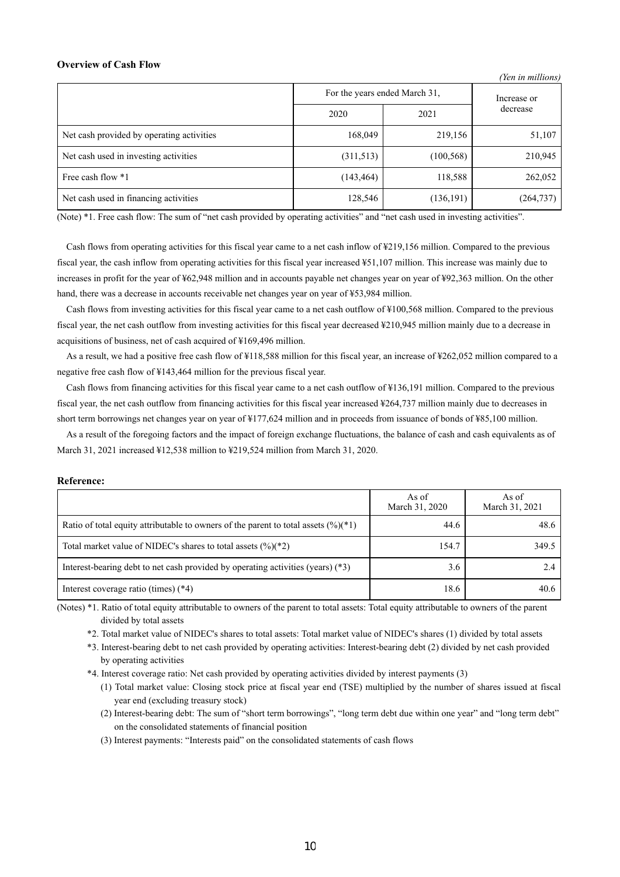**Overview of Cash Flow**

*(Yen in millions)*

| | For the years ended March 31, | | Increase or decrease |
|---|---|---|---|
| | 2020 | 2021 | |
| Net cash provided by operating activities | 168,049 | 219,156 | 51,107 |
| Net cash used in investing activities | (311,513) | (100,568) | 210,945 |
| Free cash flow *1 | (143,464) | 118,588 | 262,052 |
| Net cash used in financing activities | 128,546 | (136,191) | (264,737) |

(Note) *1. Free cash flow: The sum of "net cash provided by operating activities" and "net cash used in investing activities".

Cash flows from operating activities for this fiscal year came to a net cash inflow of ¥219,156 million. Compared to the previous fiscal year, the cash inflow from operating activities for this fiscal year increased ¥51,107 million. This increase was mainly due to increases in profit for the year of ¥62,948 million and in accounts payable net changes year on year of ¥92,363 million. On the other hand, there was a decrease in accounts receivable net changes year on year of ¥53,984 million.

Cash flows from investing activities for this fiscal year came to a net cash outflow of ¥100,568 million. Compared to the previous fiscal year, the net cash outflow from investing activities for this fiscal year decreased ¥210,945 million mainly due to a decrease in acquisitions of business, net of cash acquired of ¥169,496 million.

As a result, we had a positive free cash flow of ¥118,588 million for this fiscal year, an increase of ¥262,052 million compared to a negative free cash flow of ¥143,464 million for the previous fiscal year.

Cash flows from financing activities for this fiscal year came to a net cash outflow of ¥136,191 million. Compared to the previous fiscal year, the net cash outflow from financing activities for this fiscal year increased ¥264,737 million mainly due to decreases in short term borrowings net changes year on year of ¥177,624 million and in proceeds from issuance of bonds of ¥85,100 million.

As a result of the foregoing factors and the impact of foreign exchange fluctuations, the balance of cash and cash equivalents as of March 31, 2021 increased ¥12,538 million to ¥219,524 million from March 31, 2020.

**Reference:**

| | As of March 31, 2020 | As of March 31, 2021 |
|---|---|---|
| Ratio of total equity attributable to owners of the parent to total assets (%)(*1) | 44.6 | 48.6 |
| Total market value of NIDEC's shares to total assets (%)(*2) | 154.7 | 349.5 |
| Interest-bearing debt to net cash provided by operating activities (years) (*3) | 3.6 | 2.4 |
| Interest coverage ratio (times) (*4) | 18.6 | 40.6 |

(Notes) *1. Ratio of total equity attributable to owners of the parent to total assets: Total equity attributable to owners of the parent divided by total assets

*2. Total market value of NIDEC's shares to total assets: Total market value of NIDEC's shares (1) divided by total assets

*3. Interest-bearing debt to net cash provided by operating activities: Interest-bearing debt (2) divided by net cash provided by operating activities

*4. Interest coverage ratio: Net cash provided by operating activities divided by interest payments (3)

(1) Total market value: Closing stock price at fiscal year end (TSE) multiplied by the number of shares issued at fiscal year end (excluding treasury stock)

(2) Interest-bearing debt: The sum of "short term borrowings", "long term debt due within one year" and "long term debt" on the consolidated statements of financial position

(3) Interest payments: "Interests paid" on the consolidated statements of cash flows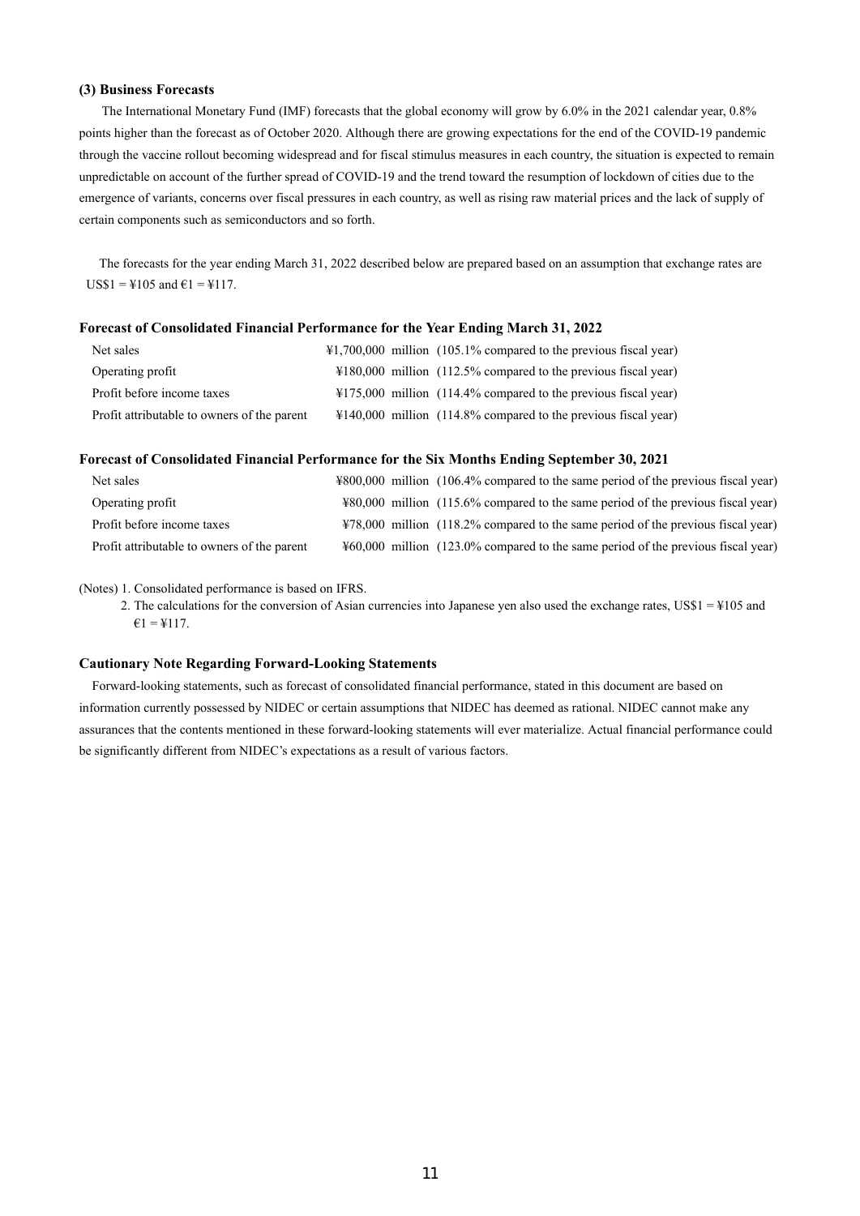### (3) Business Forecasts

The International Monetary Fund (IMF) forecasts that the global economy will grow by 6.0% in the 2021 calendar year, 0.8% points higher than the forecast as of October 2020. Although there are growing expectations for the end of the COVID-19 pandemic through the vaccine rollout becoming widespread and for fiscal stimulus measures in each country, the situation is expected to remain unpredictable on account of the further spread of COVID-19 and the trend toward the resumption of lockdown of cities due to the emergence of variants, concerns over fiscal pressures in each country, as well as rising raw material prices and the lack of supply of certain components such as semiconductors and so forth.

The forecasts for the year ending March 31, 2022 described below are prepared based on an assumption that exchange rates are US$1 = ¥105 and €1 = ¥117.

**Forecast of Consolidated Financial Performance for the Year Ending March 31, 2022**

| | | |
|---|---|---|
| Net sales | ¥1,700,000 million | (105.1% compared to the previous fiscal year) |
| Operating profit | ¥180,000 million | (112.5% compared to the previous fiscal year) |
| Profit before income taxes | ¥175,000 million | (114.4% compared to the previous fiscal year) |
| Profit attributable to owners of the parent | ¥140,000 million | (114.8% compared to the previous fiscal year) |

**Forecast of Consolidated Financial Performance for the Six Months Ending September 30, 2021**

| | | |
|---|---|---|
| Net sales | ¥800,000 million | (106.4% compared to the same period of the previous fiscal year) |
| Operating profit | ¥80,000 million | (115.6% compared to the same period of the previous fiscal year) |
| Profit before income taxes | ¥78,000 million | (118.2% compared to the same period of the previous fiscal year) |
| Profit attributable to owners of the parent | ¥60,000 million | (123.0% compared to the same period of the previous fiscal year) |

(Notes) 1. Consolidated performance is based on IFRS.

2. The calculations for the conversion of Asian currencies into Japanese yen also used the exchange rates, US$1 = ¥105 and €1 = ¥117.

**Cautionary Note Regarding Forward-Looking Statements**

Forward-looking statements, such as forecast of consolidated financial performance, stated in this document are based on information currently possessed by NIDEC or certain assumptions that NIDEC has deemed as rational. NIDEC cannot make any assurances that the contents mentioned in these forward-looking statements will ever materialize. Actual financial performance could be significantly different from NIDEC's expectations as a result of various factors.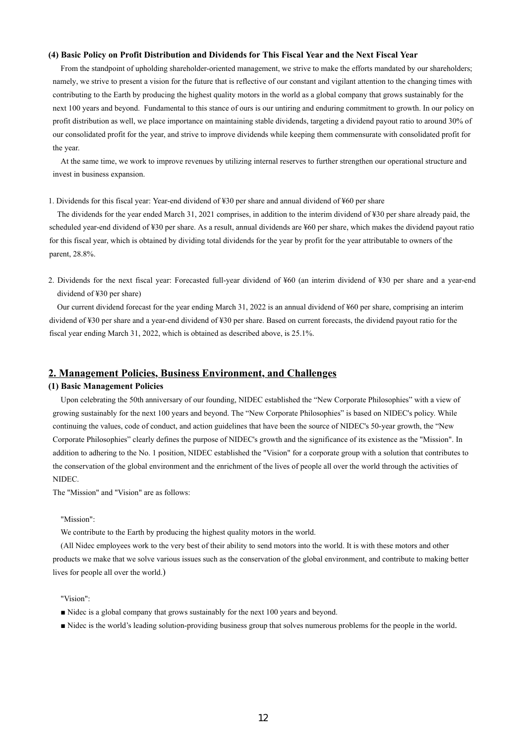**(4) Basic Policy on Profit Distribution and Dividends for This Fiscal Year and the Next Fiscal Year**

From the standpoint of upholding shareholder-oriented management, we strive to make the efforts mandated by our shareholders; namely, we strive to present a vision for the future that is reflective of our constant and vigilant attention to the changing times with contributing to the Earth by producing the highest quality motors in the world as a global company that grows sustainably for the next 100 years and beyond. Fundamental to this stance of ours is our untiring and enduring commitment to growth. In our policy on profit distribution as well, we place importance on maintaining stable dividends, targeting a dividend payout ratio to around 30% of our consolidated profit for the year, and strive to improve dividends while keeping them commensurate with consolidated profit for the year.

At the same time, we work to improve revenues by utilizing internal reserves to further strengthen our operational structure and invest in business expansion.

1. Dividends for this fiscal year: Year-end dividend of ¥30 per share and annual dividend of ¥60 per share

The dividends for the year ended March 31, 2021 comprises, in addition to the interim dividend of ¥30 per share already paid, the scheduled year-end dividend of ¥30 per share. As a result, annual dividends are ¥60 per share, which makes the dividend payout ratio for this fiscal year, which is obtained by dividing total dividends for the year by profit for the year attributable to owners of the parent, 28.8%.

2. Dividends for the next fiscal year: Forecasted full-year dividend of ¥60 (an interim dividend of ¥30 per share and a year-end dividend of ¥30 per share)

Our current dividend forecast for the year ending March 31, 2022 is an annual dividend of ¥60 per share, comprising an interim dividend of ¥30 per share and a year-end dividend of ¥30 per share. Based on current forecasts, the dividend payout ratio for the fiscal year ending March 31, 2022, which is obtained as described above, is 25.1%.

## 2. Management Policies, Business Environment, and Challenges

**(1) Basic Management Policies**

Upon celebrating the 50th anniversary of our founding, NIDEC established the “New Corporate Philosophies” with a view of growing sustainably for the next 100 years and beyond. The “New Corporate Philosophies” is based on NIDEC's policy. While continuing the values, code of conduct, and action guidelines that have been the source of NIDEC's 50-year growth, the “New Corporate Philosophies” clearly defines the purpose of NIDEC's growth and the significance of its existence as the "Mission". In addition to adhering to the No. 1 position, NIDEC established the "Vision" for a corporate group with a solution that contributes to the conservation of the global environment and the enrichment of the lives of people all over the world through the activities of NIDEC.

The "Mission" and "Vision" are as follows:

"Mission":

We contribute to the Earth by producing the highest quality motors in the world.

(All Nidec employees work to the very best of their ability to send motors into the world. It is with these motors and other products we make that we solve various issues such as the conservation of the global environment, and contribute to making better lives for people all over the world.)

"Vision":

■ Nidec is a global company that grows sustainably for the next 100 years and beyond.

■ Nidec is the world’s leading solution-providing business group that solves numerous problems for the people in the world.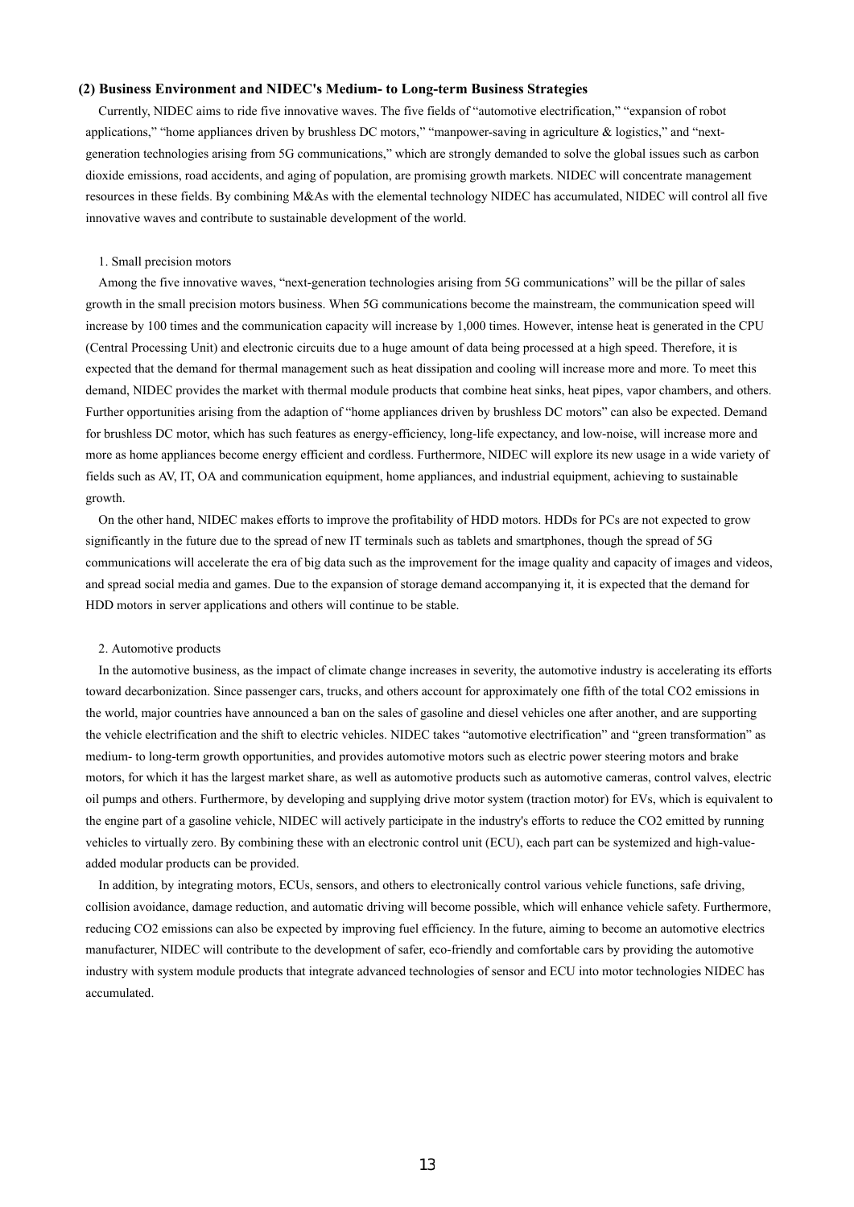### (2) Business Environment and NIDEC's Medium- to Long-term Business Strategies

Currently, NIDEC aims to ride five innovative waves. The five fields of "automotive electrification," "expansion of robot applications," "home appliances driven by brushless DC motors," "manpower-saving in agriculture & logistics," and "next-generation technologies arising from 5G communications," which are strongly demanded to solve the global issues such as carbon dioxide emissions, road accidents, and aging of population, are promising growth markets. NIDEC will concentrate management resources in these fields. By combining M&As with the elemental technology NIDEC has accumulated, NIDEC will control all five innovative waves and contribute to sustainable development of the world.

1. Small precision motors

Among the five innovative waves, "next-generation technologies arising from 5G communications" will be the pillar of sales growth in the small precision motors business. When 5G communications become the mainstream, the communication speed will increase by 100 times and the communication capacity will increase by 1,000 times. However, intense heat is generated in the CPU (Central Processing Unit) and electronic circuits due to a huge amount of data being processed at a high speed. Therefore, it is expected that the demand for thermal management such as heat dissipation and cooling will increase more and more. To meet this demand, NIDEC provides the market with thermal module products that combine heat sinks, heat pipes, vapor chambers, and others. Further opportunities arising from the adaption of "home appliances driven by brushless DC motors" can also be expected. Demand for brushless DC motor, which has such features as energy-efficiency, long-life expectancy, and low-noise, will increase more and more as home appliances become energy efficient and cordless. Furthermore, NIDEC will explore its new usage in a wide variety of fields such as AV, IT, OA and communication equipment, home appliances, and industrial equipment, achieving to sustainable growth.

On the other hand, NIDEC makes efforts to improve the profitability of HDD motors. HDDs for PCs are not expected to grow significantly in the future due to the spread of new IT terminals such as tablets and smartphones, though the spread of 5G communications will accelerate the era of big data such as the improvement for the image quality and capacity of images and videos, and spread social media and games. Due to the expansion of storage demand accompanying it, it is expected that the demand for HDD motors in server applications and others will continue to be stable.

2. Automotive products

In the automotive business, as the impact of climate change increases in severity, the automotive industry is accelerating its efforts toward decarbonization. Since passenger cars, trucks, and others account for approximately one fifth of the total $CO_2$ emissions in the world, major countries have announced a ban on the sales of gasoline and diesel vehicles one after another, and are supporting the vehicle electrification and the shift to electric vehicles. NIDEC takes "automotive electrification" and "green transformation" as medium- to long-term growth opportunities, and provides automotive motors such as electric power steering motors and brake motors, for which it has the largest market share, as well as automotive products such as automotive cameras, control valves, electric oil pumps and others. Furthermore, by developing and supplying drive motor system (traction motor) for EVs, which is equivalent to the engine part of a gasoline vehicle, NIDEC will actively participate in the industry's efforts to reduce the $CO_2$ emitted by running vehicles to virtually zero. By combining these with an electronic control unit (ECU), each part can be systemized and high-value-added modular products can be provided.

In addition, by integrating motors, ECUs, sensors, and others to electronically control various vehicle functions, safe driving, collision avoidance, damage reduction, and automatic driving will become possible, which will enhance vehicle safety. Furthermore, reducing $CO_2$ emissions can also be expected by improving fuel efficiency. In the future, aiming to become an automotive electrics manufacturer, NIDEC will contribute to the development of safer, eco-friendly and comfortable cars by providing the automotive industry with system module products that integrate advanced technologies of sensor and ECU into motor technologies NIDEC has accumulated.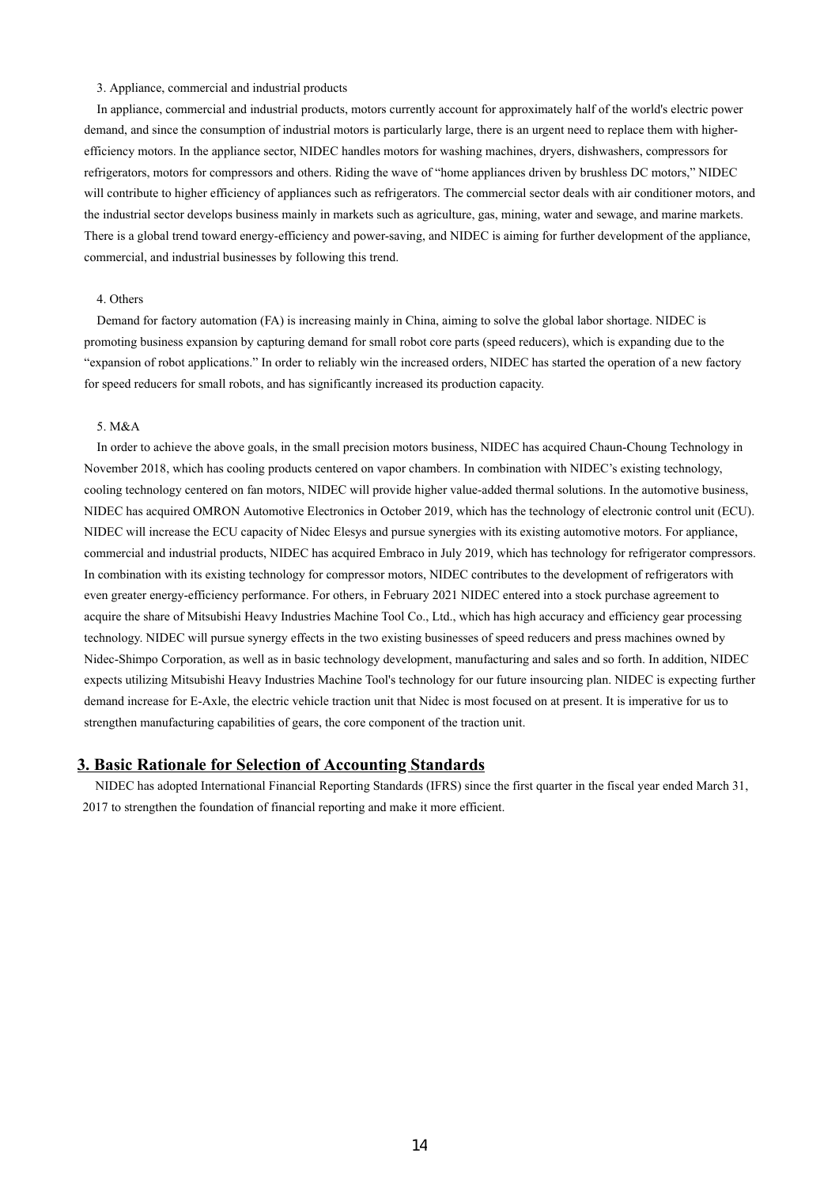3. Appliance, commercial and industrial products

In appliance, commercial and industrial products, motors currently account for approximately half of the world's electric power demand, and since the consumption of industrial motors is particularly large, there is an urgent need to replace them with higher-efficiency motors. In the appliance sector, NIDEC handles motors for washing machines, dryers, dishwashers, compressors for refrigerators, motors for compressors and others. Riding the wave of "home appliances driven by brushless DC motors," NIDEC will contribute to higher efficiency of appliances such as refrigerators. The commercial sector deals with air conditioner motors, and the industrial sector develops business mainly in markets such as agriculture, gas, mining, water and sewage, and marine markets. There is a global trend toward energy-efficiency and power-saving, and NIDEC is aiming for further development of the appliance, commercial, and industrial businesses by following this trend.

4. Others

Demand for factory automation (FA) is increasing mainly in China, aiming to solve the global labor shortage. NIDEC is promoting business expansion by capturing demand for small robot core parts (speed reducers), which is expanding due to the "expansion of robot applications." In order to reliably win the increased orders, NIDEC has started the operation of a new factory for speed reducers for small robots, and has significantly increased its production capacity.

5. M&A

In order to achieve the above goals, in the small precision motors business, NIDEC has acquired Chaun-Choung Technology in November 2018, which has cooling products centered on vapor chambers. In combination with NIDEC's existing technology, cooling technology centered on fan motors, NIDEC will provide higher value-added thermal solutions. In the automotive business, NIDEC has acquired OMRON Automotive Electronics in October 2019, which has the technology of electronic control unit (ECU). NIDEC will increase the ECU capacity of Nidec Elesys and pursue synergies with its existing automotive motors. For appliance, commercial and industrial products, NIDEC has acquired Embraco in July 2019, which has technology for refrigerator compressors. In combination with its existing technology for compressor motors, NIDEC contributes to the development of refrigerators with even greater energy-efficiency performance. For others, in February 2021 NIDEC entered into a stock purchase agreement to acquire the share of Mitsubishi Heavy Industries Machine Tool Co., Ltd., which has high accuracy and efficiency gear processing technology. NIDEC will pursue synergy effects in the two existing businesses of speed reducers and press machines owned by Nidec-Shimpo Corporation, as well as in basic technology development, manufacturing and sales and so forth. In addition, NIDEC expects utilizing Mitsubishi Heavy Industries Machine Tool's technology for our future insourcing plan. NIDEC is expecting further demand increase for E-Axle, the electric vehicle traction unit that Nidec is most focused on at present. It is imperative for us to strengthen manufacturing capabilities of gears, the core component of the traction unit.

## 3. Basic Rationale for Selection of Accounting Standards

NIDEC has adopted International Financial Reporting Standards (IFRS) since the first quarter in the fiscal year ended March 31, 2017 to strengthen the foundation of financial reporting and make it more efficient.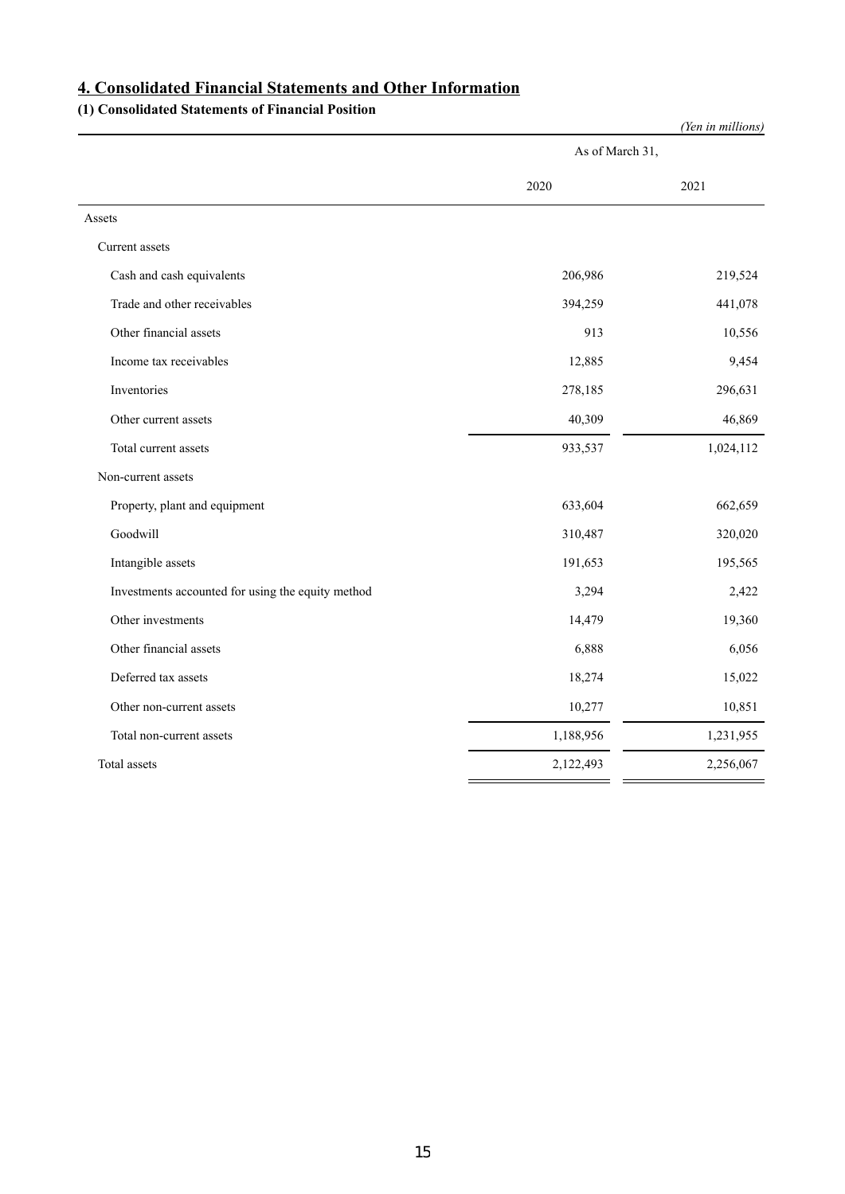## 4. Consolidated Financial Statements and Other Information

### (1) Consolidated Statements of Financial Position

*(Yen in millions)*

| | As of March 31, | |
|---|---|---|
| | 2020 | 2021 |
| Assets | | |
| Current assets | | |
| Cash and cash equivalents | 206,986 | 219,524 |
| Trade and other receivables | 394,259 | 441,078 |
| Other financial assets | 913 | 10,556 |
| Income tax receivables | 12,885 | 9,454 |
| Inventories | 278,185 | 296,631 |
| Other current assets | 40,309 | 46,869 |
| Total current assets | 933,537 | 1,024,112 |
| Non-current assets | | |
| Property, plant and equipment | 633,604 | 662,659 |
| Goodwill | 310,487 | 320,020 |
| Intangible assets | 191,653 | 195,565 |
| Investments accounted for using the equity method | 3,294 | 2,422 |
| Other investments | 14,479 | 19,360 |
| Other financial assets | 6,888 | 6,056 |
| Deferred tax assets | 18,274 | 15,022 |
| Other non-current assets | 10,277 | 10,851 |
| Total non-current assets | 1,188,956 | 1,231,955 |
| Total assets | 2,122,493 | 2,256,067 |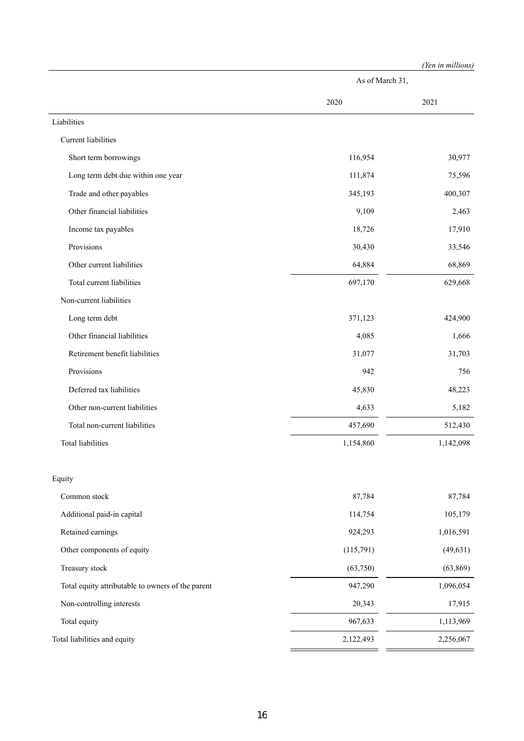(Yen in millions)

| | As of March 31, | |
|---|---|---|
| | 2020 | 2021 |
| Liabilities | | |
| Current liabilities | | |
| Short term borrowings | 116,954 | 30,977 |
| Long term debt due within one year | 111,874 | 75,596 |
| Trade and other payables | 345,193 | 400,307 |
| Other financial liabilities | 9,109 | 2,463 |
| Income tax payables | 18,726 | 17,910 |
| Provisions | 30,430 | 33,546 |
| Other current liabilities | 64,884 | 68,869 |
| Total current liabilities | 697,170 | 629,668 |
| Non-current liabilities | | |
| Long term debt | 371,123 | 424,900 |
| Other financial liabilities | 4,085 | 1,666 |
| Retirement benefit liabilities | 31,077 | 31,703 |
| Provisions | 942 | 756 |
| Deferred tax liabilities | 45,830 | 48,223 |
| Other non-current liabilities | 4,633 | 5,182 |
| Total non-current liabilities | 457,690 | 512,430 |
| Total liabilities | 1,154,860 | 1,142,098 |
| | | |
| Equity | | |
| Common stock | 87,784 | 87,784 |
| Additional paid-in capital | 114,754 | 105,179 |
| Retained earnings | 924,293 | 1,016,591 |
| Other components of equity | (115,791) | (49,631) |
| Treasury stock | (63,750) | (63,869) |
| Total equity attributable to owners of the parent | 947,290 | 1,096,054 |
| Non-controlling interests | 20,343 | 17,915 |
| Total equity | 967,633 | 1,113,969 |
| Total liabilities and equity | 2,122,493 | 2,256,067 |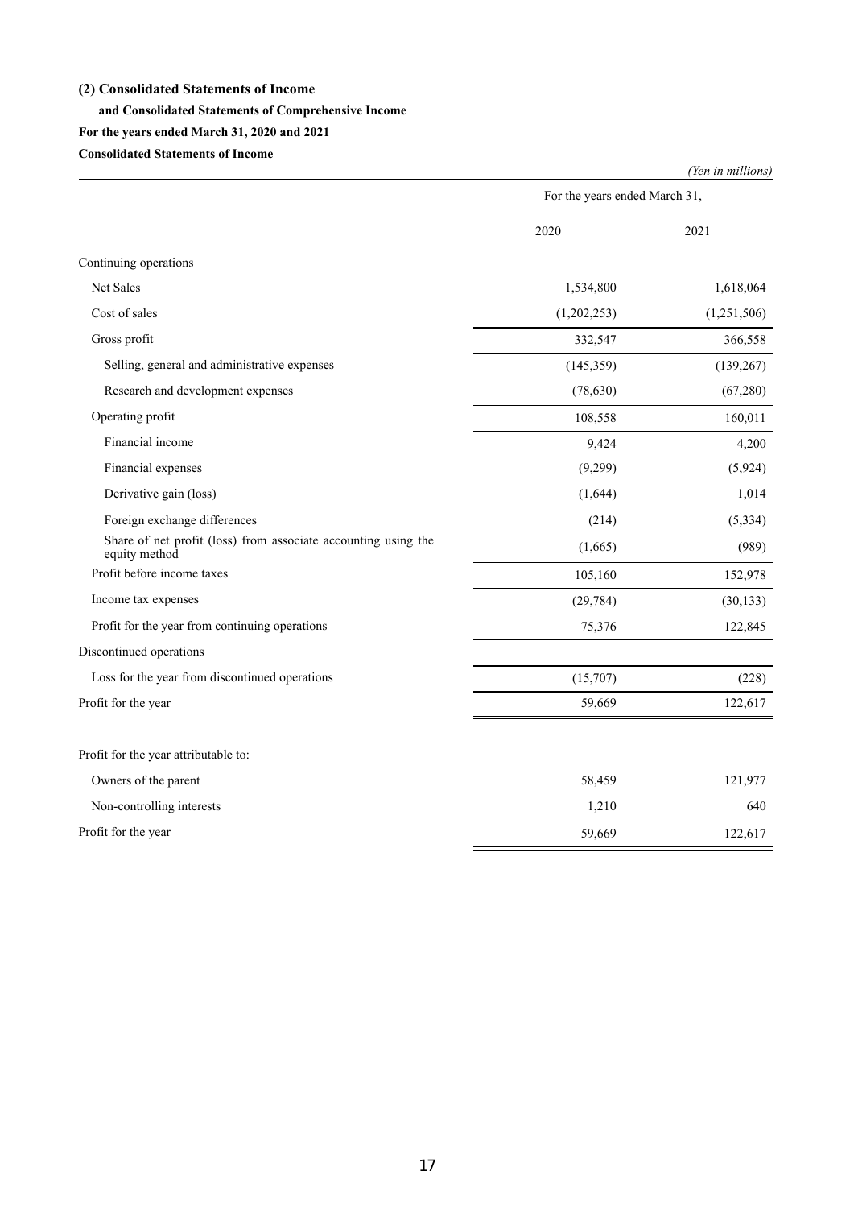### (2) Consolidated Statements of Income

#### and Consolidated Statements of Comprehensive Income

**For the years ended March 31, 2020 and 2021**

**Consolidated Statements of Income**

*(Yen in millions)*

| | For the years ended March 31, | |
|---|---|---|
| | 2020 | 2021 |
| Continuing operations | | |
| Net Sales | 1,534,800 | 1,618,064 |
| Cost of sales | (1,202,253) | (1,251,506) |
| Gross profit | 332,547 | 366,558 |
| Selling, general and administrative expenses | (145,359) | (139,267) |
| Research and development expenses | (78,630) | (67,280) |
| Operating profit | 108,558 | 160,011 |
| Financial income | 9,424 | 4,200 |
| Financial expenses | (9,299) | (5,924) |
| Derivative gain (loss) | (1,644) | 1,014 |
| Foreign exchange differences | (214) | (5,334) |
| Share of net profit (loss) from associate accounting using the equity method | (1,665) | (989) |
| Profit before income taxes | 105,160 | 152,978 |
| Income tax expenses | (29,784) | (30,133) |
| Profit for the year from continuing operations | 75,376 | 122,845 |
| Discontinued operations | | |
| Loss for the year from discontinued operations | (15,707) | (228) |
| Profit for the year | 59,669 | 122,617 |
| | | |
| Profit for the year attributable to: | | |
| Owners of the parent | 58,459 | 121,977 |
| Non-controlling interests | 1,210 | 640 |
| Profit for the year | 59,669 | 122,617 |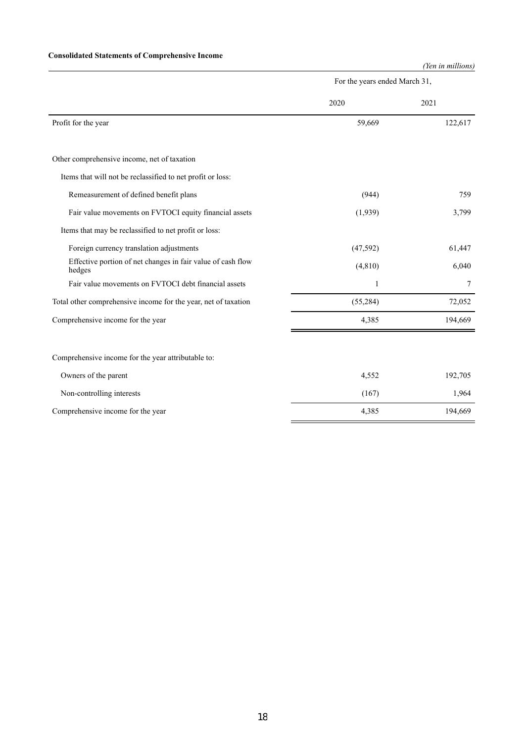**Consolidated Statements of Comprehensive Income**

*(Yen in millions)*

| | For the years ended March 31, | |
|---|---|---|
| | 2020 | 2021 |
| Profit for the year | 59,669 | 122,617 |
| | | |
| Other comprehensive income, net of taxation | | |
| Items that will not be reclassified to net profit or loss: | | |
| Remeasurement of defined benefit plans | (944) | 759 |
| Fair value movements on FVTOCI equity financial assets | (1,939) | 3,799 |
| Items that may be reclassified to net profit or loss: | | |
| Foreign currency translation adjustments | (47,592) | 61,447 |
| Effective portion of net changes in fair value of cash flow hedges | (4,810) | 6,040 |
| Fair value movements on FVTOCI debt financial assets | 1 | 7 |
| Total other comprehensive income for the year, net of taxation | (55,284) | 72,052 |
| Comprehensive income for the year | 4,385 | 194,669 |
| | | |
| Comprehensive income for the year attributable to: | | |
| Owners of the parent | 4,552 | 192,705 |
| Non-controlling interests | (167) | 1,964 |
| Comprehensive income for the year | 4,385 | 194,669 |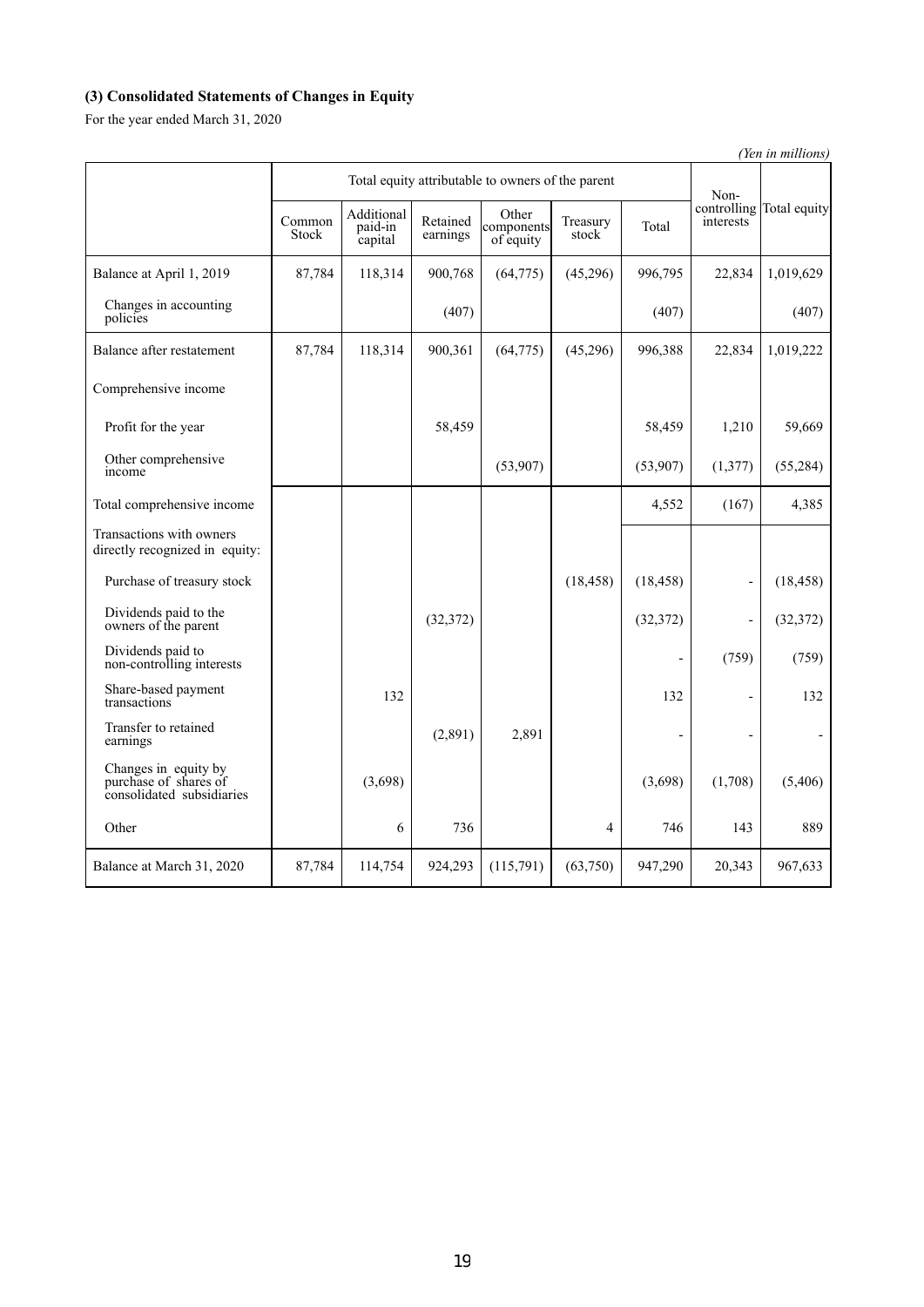### (3) Consolidated Statements of Changes in Equity

For the year ended March 31, 2020

*(Yen in millions)*

| | Total equity attributable to owners of the parent | | | | | | Non-controlling interests | Total equity |
|---|---|---|---|---|---|---|---|---|
| | Common Stock | Additional paid-in capital | Retained earnings | Other components of equity | Treasury stock | Total | | |
| Balance at April 1, 2019 | 87,784 | 118,314 | 900,768 | (64,775) | (45,296) | 996,795 | 22,834 | 1,019,629 |
| Changes in accounting policies | | | (407) | | | (407) | | (407) |
| Balance after restatement | 87,784 | 118,314 | 900,361 | (64,775) | (45,296) | 996,388 | 22,834 | 1,019,222 |
| Comprehensive income | | | | | | | | |
| Profit for the year | | | 58,459 | | | 58,459 | 1,210 | 59,669 |
| Other comprehensive income | | | | (53,907) | | (53,907) | (1,377) | (55,284) |
| Total comprehensive income | | | | | | 4,552 | (167) | 4,385 |
| Transactions with owners directly recognized in equity: | | | | | | | | |
| Purchase of treasury stock | | | | | (18,458) | (18,458) | - | (18,458) |
| Dividends paid to the owners of the parent | | | (32,372) | | | (32,372) | - | (32,372) |
| Dividends paid to non-controlling interests | | | | | | - | (759) | (759) |
| Share-based payment transactions | | 132 | | | | 132 | - | 132 |
| Transfer to retained earnings | | | (2,891) | 2,891 | | - | - | - |
| Changes in equity by purchase of shares of consolidated subsidiaries | | (3,698) | | | | (3,698) | (1,708) | (5,406) |
| Other | | 6 | 736 | | 4 | 746 | 143 | 889 |
| Balance at March 31, 2020 | 87,784 | 114,754 | 924,293 | (115,791) | (63,750) | 947,290 | 20,343 | 967,633 |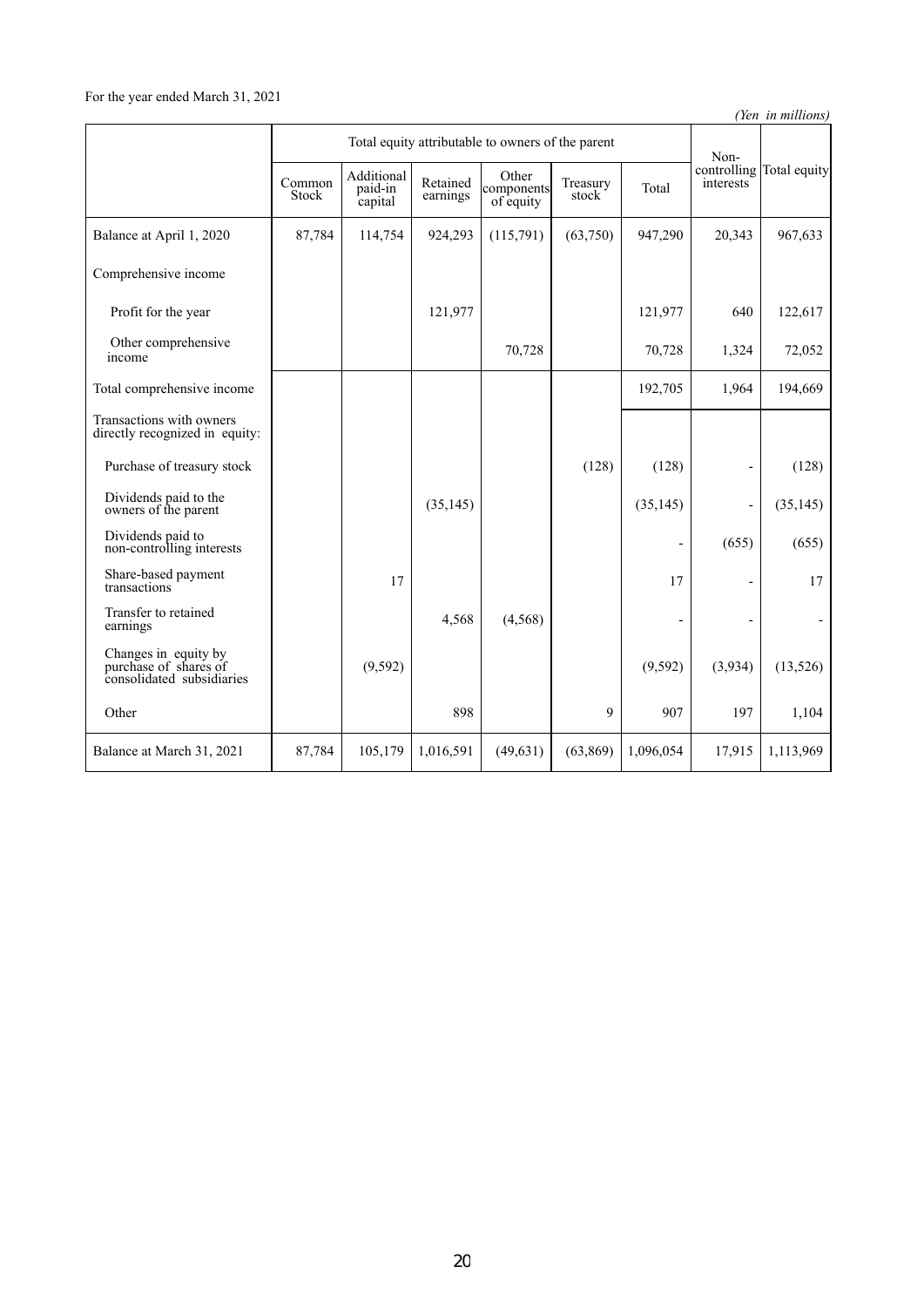For the year ended March 31, 2021

*(Yen in millions)*

| | Total equity attributable to owners of the parent | | | | | | Non-controlling interests | Total equity |
|---|---|---|---|---|---|---|---|---|
| | Common Stock | Additional paid-in capital | Retained earnings | Other components of equity | Treasury stock | Total | | |
| Balance at April 1, 2020 | 87,784 | 114,754 | 924,293 | (115,791) | (63,750) | 947,290 | 20,343 | 967,633 |
| Comprehensive income | | | | | | | | |
| Profit for the year | | | 121,977 | | | 121,977 | 640 | 122,617 |
| Other comprehensive income | | | | 70,728 | | 70,728 | 1,324 | 72,052 |
| Total comprehensive income | | | | | | 192,705 | 1,964 | 194,669 |
| Transactions with owners directly recognized in equity: | | | | | | | | |
| Purchase of treasury stock | | | | | (128) | (128) | - | (128) |
| Dividends paid to the owners of the parent | | | (35,145) | | | (35,145) | - | (35,145) |
| Dividends paid to non-controlling interests | | | | | | - | (655) | (655) |
| Share-based payment transactions | | 17 | | | | 17 | - | 17 |
| Transfer to retained earnings | | | 4,568 | (4,568) | | - | - | - |
| Changes in equity by purchase of shares of consolidated subsidiaries | | (9,592) | | | | (9,592) | (3,934) | (13,526) |
| Other | | | 898 | | 9 | 907 | 197 | 1,104 |
| Balance at March 31, 2021 | 87,784 | 105,179 | 1,016,591 | (49,631) | (63,869) | 1,096,054 | 17,915 | 1,113,969 |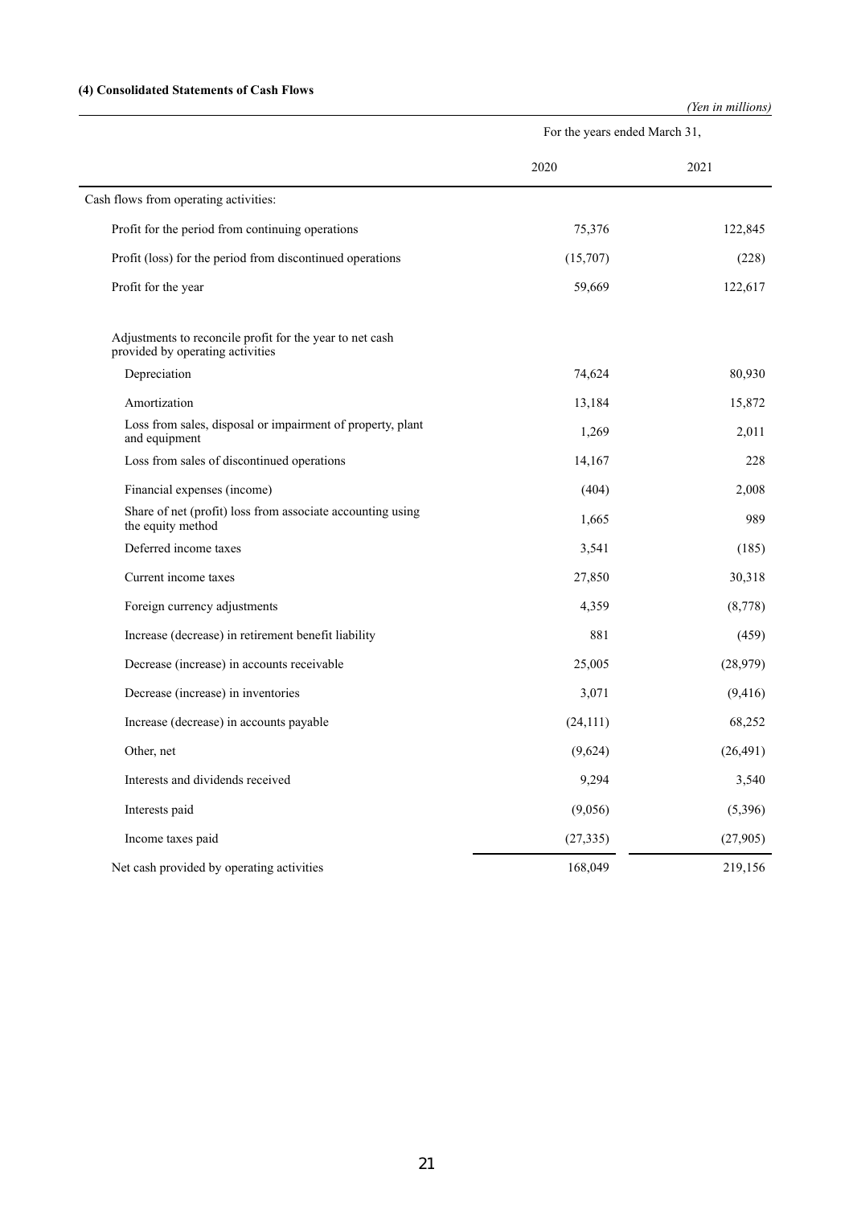#### (4) Consolidated Statements of Cash Flows

*(Yen in millions)*

| | For the years ended March 31, | |
|---|---|---|
| | 2020 | 2021 |
| Cash flows from operating activities: | | |
| Profit for the period from continuing operations | 75,376 | 122,845 |
| Profit (loss) for the period from discontinued operations | (15,707) | (228) |
| Profit for the year | 59,669 | 122,617 |
| Adjustments to reconcile profit for the year to net cash provided by operating activities | | |
| Depreciation | 74,624 | 80,930 |
| Amortization | 13,184 | 15,872 |
| Loss from sales, disposal or impairment of property, plant and equipment | 1,269 | 2,011 |
| Loss from sales of discontinued operations | 14,167 | 228 |
| Financial expenses (income) | (404) | 2,008 |
| Share of net (profit) loss from associate accounting using the equity method | 1,665 | 989 |
| Deferred income taxes | 3,541 | (185) |
| Current income taxes | 27,850 | 30,318 |
| Foreign currency adjustments | 4,359 | (8,778) |
| Increase (decrease) in retirement benefit liability | 881 | (459) |
| Decrease (increase) in accounts receivable | 25,005 | (28,979) |
| Decrease (increase) in inventories | 3,071 | (9,416) |
| Increase (decrease) in accounts payable | (24,111) | 68,252 |
| Other, net | (9,624) | (26,491) |
| Interests and dividends received | 9,294 | 3,540 |
| Interests paid | (9,056) | (5,396) |
| Income taxes paid | (27,335) | (27,905) |
| Net cash provided by operating activities | 168,049 | 219,156 |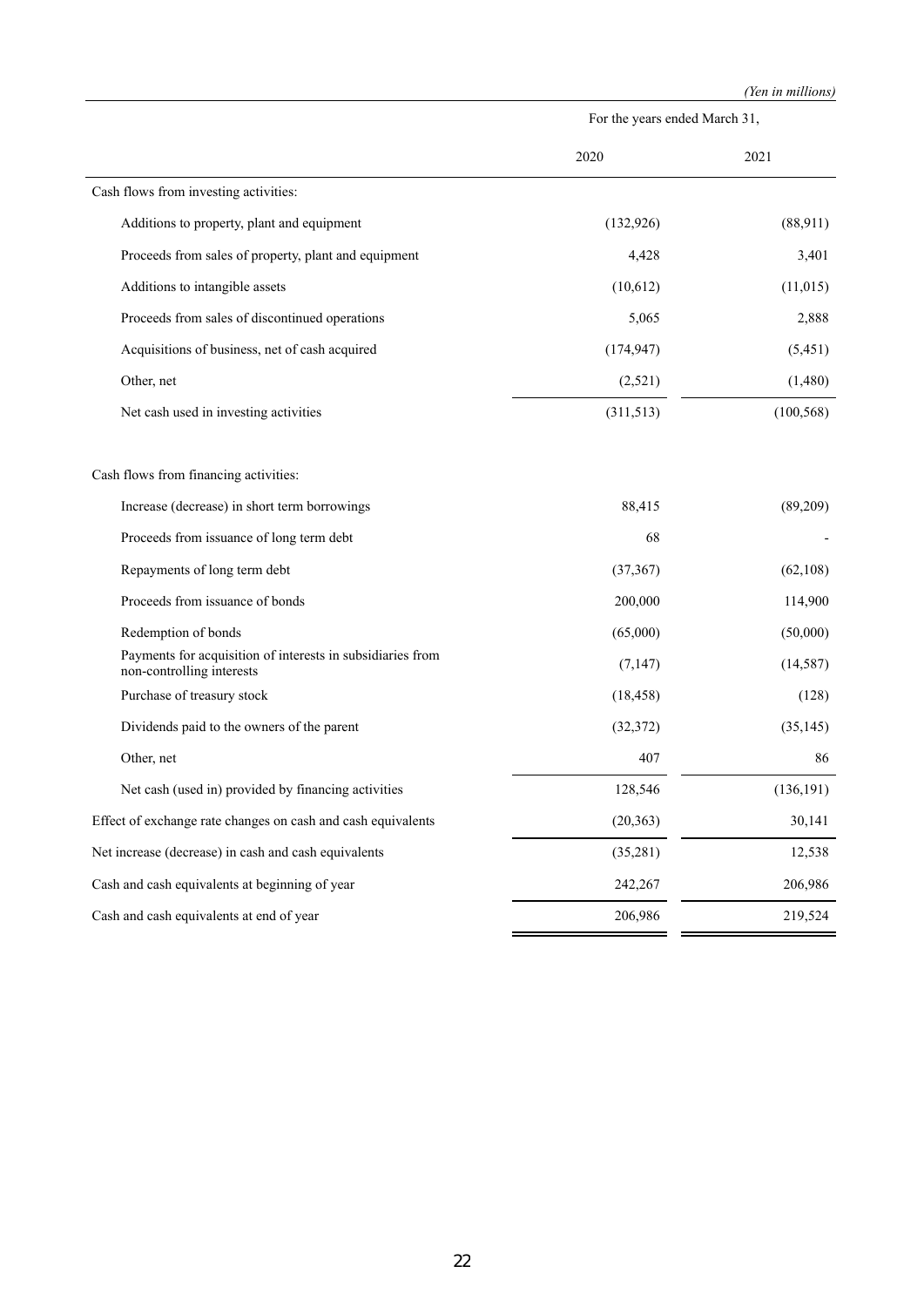*(Yen in millions)*

| | For the years ended March 31, | |
|---|---|---|
| | 2020 | 2021 |
| Cash flows from investing activities: | | |
| Additions to property, plant and equipment | (132,926) | (88,911) |
| Proceeds from sales of property, plant and equipment | 4,428 | 3,401 |
| Additions to intangible assets | (10,612) | (11,015) |
| Proceeds from sales of discontinued operations | 5,065 | 2,888 |
| Acquisitions of business, net of cash acquired | (174,947) | (5,451) |
| Other, net | (2,521) | (1,480) |
| Net cash used in investing activities | (311,513) | (100,568) |
| | | |
| Cash flows from financing activities: | | |
| Increase (decrease) in short term borrowings | 88,415 | (89,209) |
| Proceeds from issuance of long term debt | 68 | - |
| Repayments of long term debt | (37,367) | (62,108) |
| Proceeds from issuance of bonds | 200,000 | 114,900 |
| Redemption of bonds | (65,000) | (50,000) |
| Payments for acquisition of interests in subsidiaries from non-controlling interests | (7,147) | (14,587) |
| Purchase of treasury stock | (18,458) | (128) |
| Dividends paid to the owners of the parent | (32,372) | (35,145) |
| Other, net | 407 | 86 |
| Net cash (used in) provided by financing activities | 128,546 | (136,191) |
| Effect of exchange rate changes on cash and cash equivalents | (20,363) | 30,141 |
| Net increase (decrease) in cash and cash equivalents | (35,281) | 12,538 |
| Cash and cash equivalents at beginning of year | 242,267 | 206,986 |
| Cash and cash equivalents at end of year | 206,986 | 219,524 |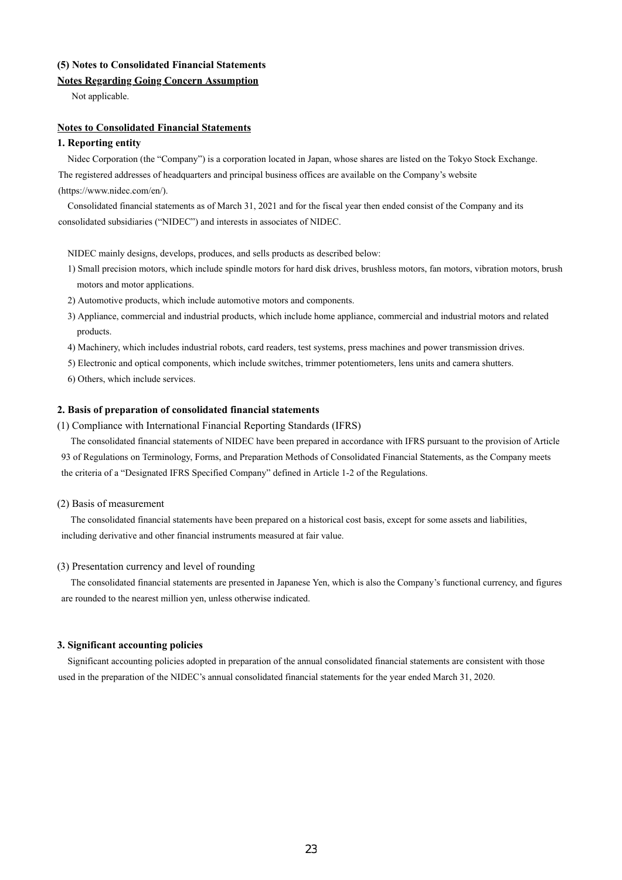### (5) Notes to Consolidated Financial Statements

**Notes Regarding Going Concern Assumption**

Not applicable.

**Notes to Consolidated Financial Statements**

#### 1. Reporting entity

Nidec Corporation (the "Company") is a corporation located in Japan, whose shares are listed on the Tokyo Stock Exchange. The registered addresses of headquarters and principal business offices are available on the Company's website (https://www.nidec.com/en/).

Consolidated financial statements as of March 31, 2021 and for the fiscal year then ended consist of the Company and its consolidated subsidiaries ("NIDEC") and interests in associates of NIDEC.

NIDEC mainly designs, develops, produces, and sells products as described below:

1) Small precision motors, which include spindle motors for hard disk drives, brushless motors, fan motors, vibration motors, brush motors and motor applications.
2) Automotive products, which include automotive motors and components.
3) Appliance, commercial and industrial products, which include home appliance, commercial and industrial motors and related products.
4) Machinery, which includes industrial robots, card readers, test systems, press machines and power transmission drives.
5) Electronic and optical components, which include switches, trimmer potentiometers, lens units and camera shutters.
6) Others, which include services.

#### 2. Basis of preparation of consolidated financial statements

(1) Compliance with International Financial Reporting Standards (IFRS)

The consolidated financial statements of NIDEC have been prepared in accordance with IFRS pursuant to the provision of Article 93 of Regulations on Terminology, Forms, and Preparation Methods of Consolidated Financial Statements, as the Company meets the criteria of a "Designated IFRS Specified Company" defined in Article 1-2 of the Regulations.

(2) Basis of measurement

The consolidated financial statements have been prepared on a historical cost basis, except for some assets and liabilities, including derivative and other financial instruments measured at fair value.

(3) Presentation currency and level of rounding

The consolidated financial statements are presented in Japanese Yen, which is also the Company's functional currency, and figures are rounded to the nearest million yen, unless otherwise indicated.

#### 3. Significant accounting policies

Significant accounting policies adopted in preparation of the annual consolidated financial statements are consistent with those used in the preparation of the NIDEC's annual consolidated financial statements for the year ended March 31, 2020.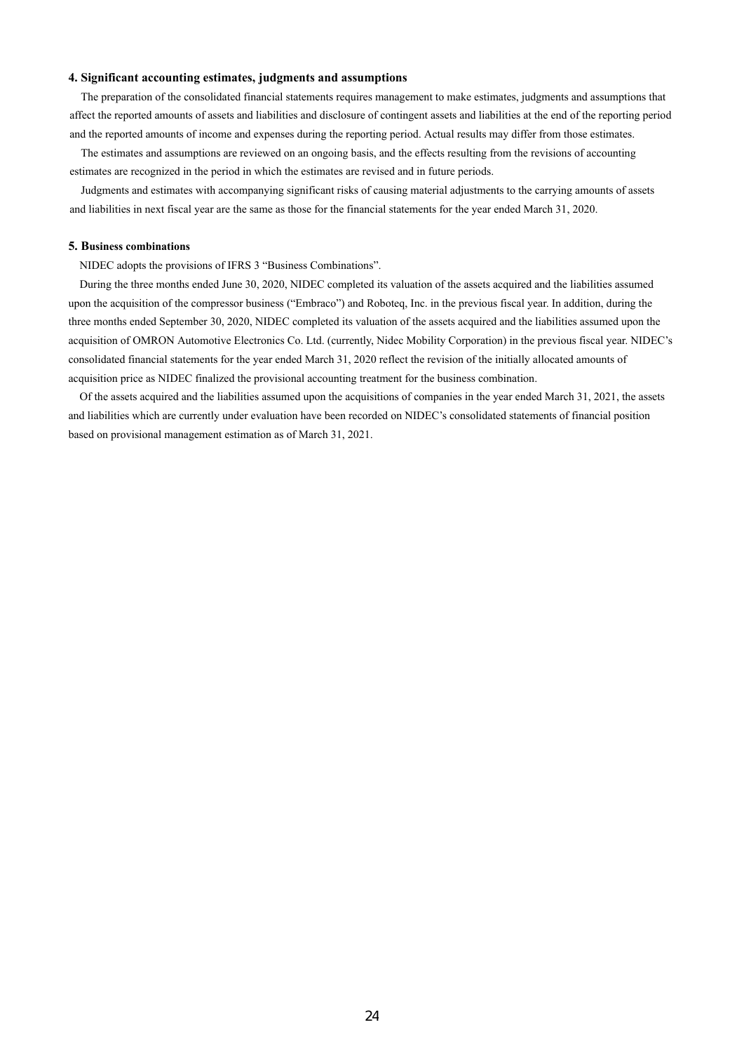### 4. Significant accounting estimates, judgments and assumptions

The preparation of the consolidated financial statements requires management to make estimates, judgments and assumptions that affect the reported amounts of assets and liabilities and disclosure of contingent assets and liabilities at the end of the reporting period and the reported amounts of income and expenses during the reporting period. Actual results may differ from those estimates.

The estimates and assumptions are reviewed on an ongoing basis, and the effects resulting from the revisions of accounting estimates are recognized in the period in which the estimates are revised and in future periods.

Judgments and estimates with accompanying significant risks of causing material adjustments to the carrying amounts of assets and liabilities in next fiscal year are the same as those for the financial statements for the year ended March 31, 2020.

### 5. Business combinations

NIDEC adopts the provisions of IFRS 3 "Business Combinations".

During the three months ended June 30, 2020, NIDEC completed its valuation of the assets acquired and the liabilities assumed upon the acquisition of the compressor business ("Embraco") and Roboteq, Inc. in the previous fiscal year. In addition, during the three months ended September 30, 2020, NIDEC completed its valuation of the assets acquired and the liabilities assumed upon the acquisition of OMRON Automotive Electronics Co. Ltd. (currently, Nidec Mobility Corporation) in the previous fiscal year. NIDEC's consolidated financial statements for the year ended March 31, 2020 reflect the revision of the initially allocated amounts of acquisition price as NIDEC finalized the provisional accounting treatment for the business combination.

Of the assets acquired and the liabilities assumed upon the acquisitions of companies in the year ended March 31, 2021, the assets and liabilities which are currently under evaluation have been recorded on NIDEC's consolidated statements of financial position based on provisional management estimation as of March 31, 2021.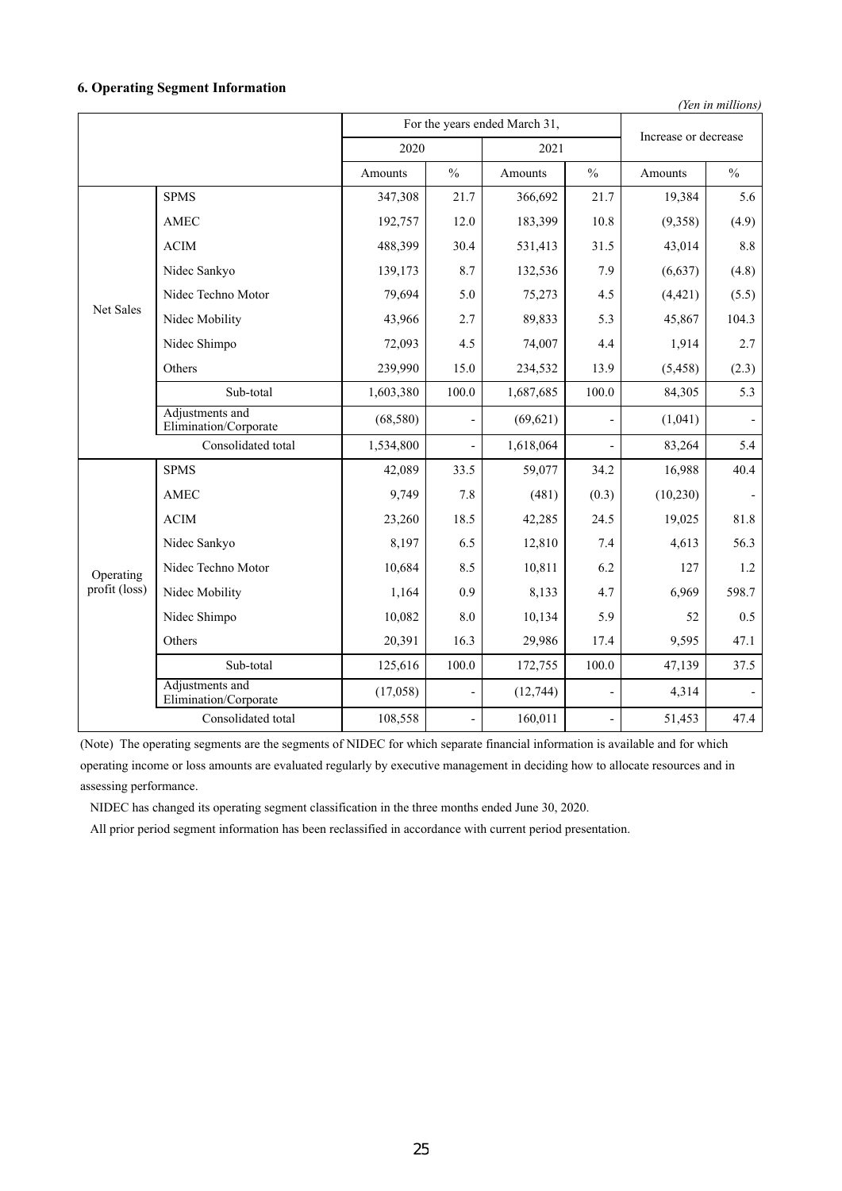### 6. Operating Segment Information

*(Yen in millions)*

| | | For the years ended March 31, | | | | Increase or decrease | |
|---|---|---|---|---|---|---|---|
| | | 2020 | | 2021 | | | |
| | | Amounts | % | Amounts | % | Amounts | % |
| Net Sales | SPMS | 347,308 | 21.7 | 366,692 | 21.7 | 19,384 | 5.6 |
| | AMEC | 192,757 | 12.0 | 183,399 | 10.8 | (9,358) | (4.9) |
| | ACIM | 488,399 | 30.4 | 531,413 | 31.5 | 43,014 | 8.8 |
| | Nidec Sankyo | 139,173 | 8.7 | 132,536 | 7.9 | (6,637) | (4.8) |
| | Nidec Techno Motor | 79,694 | 5.0 | 75,273 | 4.5 | (4,421) | (5.5) |
| | Nidec Mobility | 43,966 | 2.7 | 89,833 | 5.3 | 45,867 | 104.3 |
| | Nidec Shimpo | 72,093 | 4.5 | 74,007 | 4.4 | 1,914 | 2.7 |
| | Others | 239,990 | 15.0 | 234,532 | 13.9 | (5,458) | (2.3) |
| | Sub-total | 1,603,380 | 100.0 | 1,687,685 | 100.0 | 84,305 | 5.3 |
| | Adjustments and Elimination/Corporate | (68,580) | - | (69,621) | - | (1,041) | - |
| | Consolidated total | 1,534,800 | - | 1,618,064 | - | 83,264 | 5.4 |
| Operating profit (loss) | SPMS | 42,089 | 33.5 | 59,077 | 34.2 | 16,988 | 40.4 |
| | AMEC | 9,749 | 7.8 | (481) | (0.3) | (10,230) | - |
| | ACIM | 23,260 | 18.5 | 42,285 | 24.5 | 19,025 | 81.8 |
| | Nidec Sankyo | 8,197 | 6.5 | 12,810 | 7.4 | 4,613 | 56.3 |
| | Nidec Techno Motor | 10,684 | 8.5 | 10,811 | 6.2 | 127 | 1.2 |
| | Nidec Mobility | 1,164 | 0.9 | 8,133 | 4.7 | 6,969 | 598.7 |
| | Nidec Shimpo | 10,082 | 8.0 | 10,134 | 5.9 | 52 | 0.5 |
| | Others | 20,391 | 16.3 | 29,986 | 17.4 | 9,595 | 47.1 |
| | Sub-total | 125,616 | 100.0 | 172,755 | 100.0 | 47,139 | 37.5 |
| | Adjustments and Elimination/Corporate | (17,058) | - | (12,744) | - | 4,314 | - |
| | Consolidated total | 108,558 | - | 160,011 | - | 51,453 | 47.4 |

(Note) The operating segments are the segments of NIDEC for which separate financial information is available and for which operating income or loss amounts are evaluated regularly by executive management in deciding how to allocate resources and in assessing performance.

NIDEC has changed its operating segment classification in the three months ended June 30, 2020.

All prior period segment information has been reclassified in accordance with current period presentation.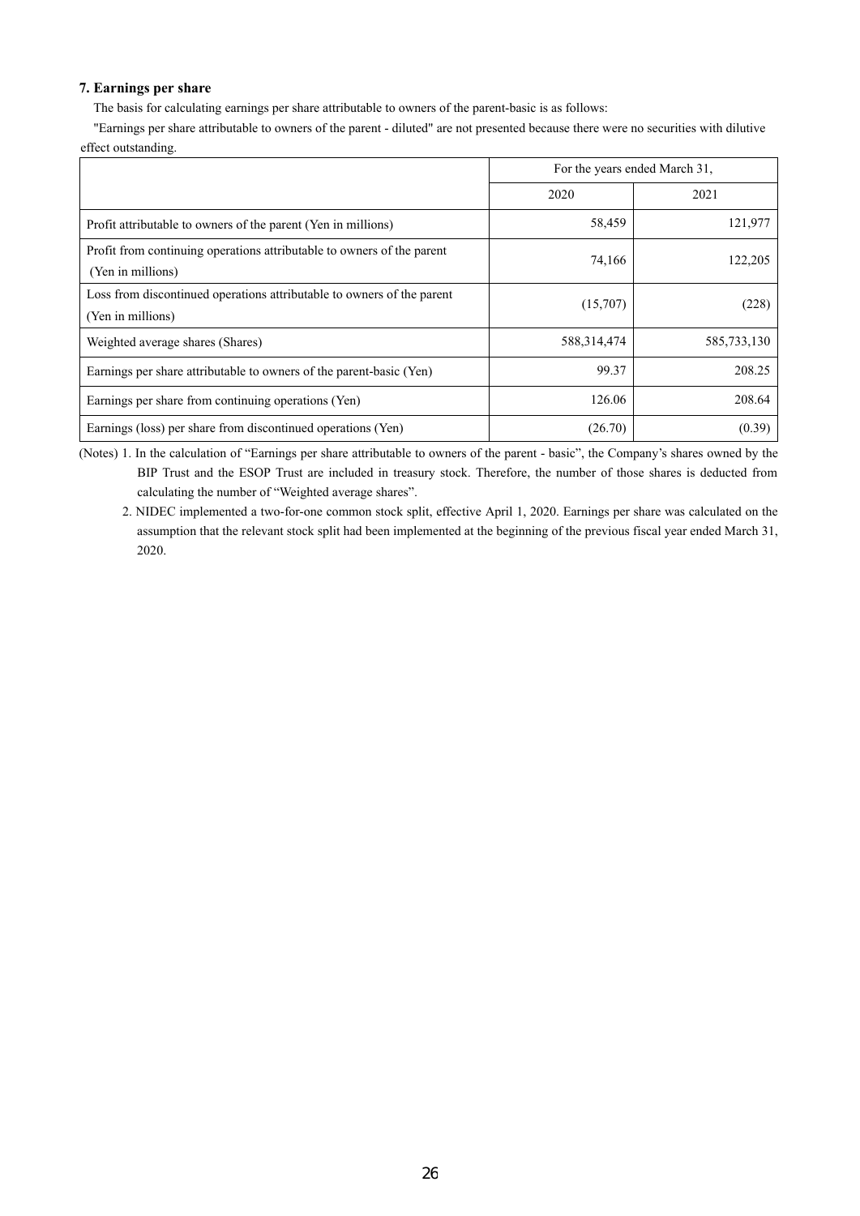### 7. Earnings per share

The basis for calculating earnings per share attributable to owners of the parent-basic is as follows:

"Earnings per share attributable to owners of the parent - diluted" are not presented because there were no securities with dilutive effect outstanding.

| | For the years ended March 31, | |
|---|---|---|
| | 2020 | 2021 |
| Profit attributable to owners of the parent (Yen in millions) | 58,459 | 121,977 |
| Profit from continuing operations attributable to owners of the parent (Yen in millions) | 74,166 | 122,205 |
| Loss from discontinued operations attributable to owners of the parent (Yen in millions) | (15,707) | (228) |
| Weighted average shares (Shares) | 588,314,474 | 585,733,130 |
| Earnings per share attributable to owners of the parent-basic (Yen) | 99.37 | 208.25 |
| Earnings per share from continuing operations (Yen) | 126.06 | 208.64 |
| Earnings (loss) per share from discontinued operations (Yen) | (26.70) | (0.39) |

(Notes) 1. In the calculation of "Earnings per share attributable to owners of the parent - basic", the Company's shares owned by the BIP Trust and the ESOP Trust are included in treasury stock. Therefore, the number of those shares is deducted from calculating the number of "Weighted average shares".

2. NIDEC implemented a two-for-one common stock split, effective April 1, 2020. Earnings per share was calculated on the assumption that the relevant stock split had been implemented at the beginning of the previous fiscal year ended March 31, 2020.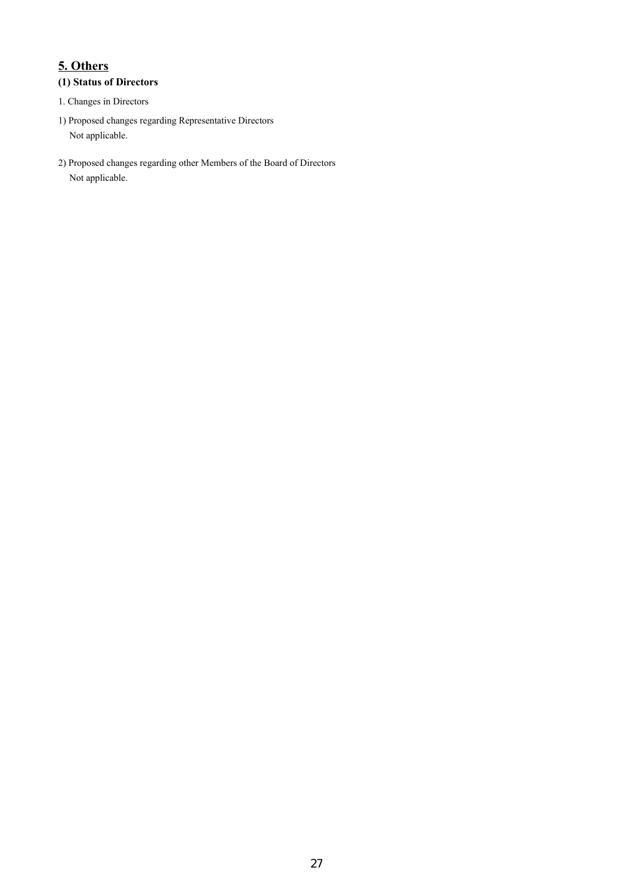## 5. Others

### (1) Status of Directors

1. Changes in Directors

1) Proposed changes regarding Representative Directors

Not applicable.

2) Proposed changes regarding other Members of the Board of Directors

Not applicable.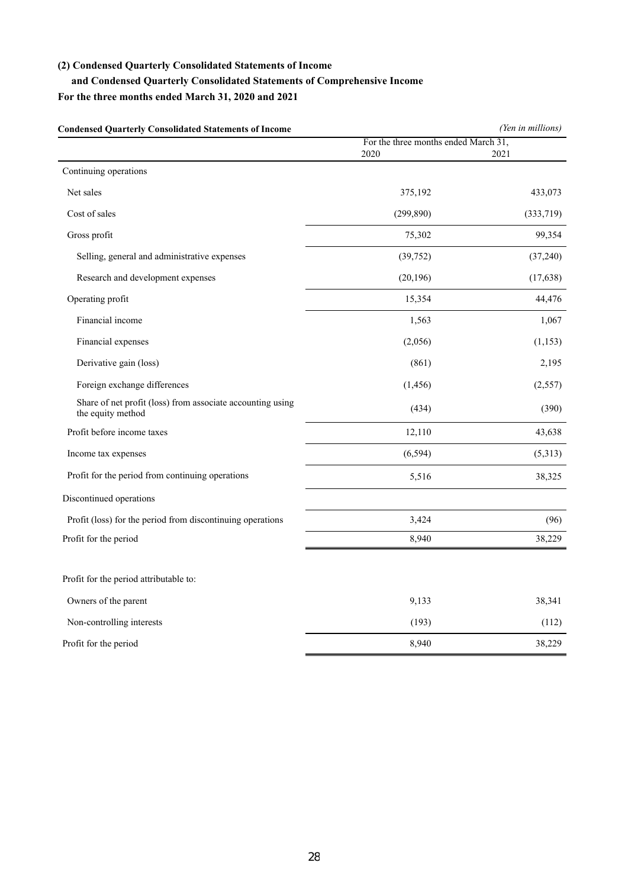## (2) Condensed Quarterly Consolidated Statements of Income and Condensed Quarterly Consolidated Statements of Comprehensive Income

**For the three months ended March 31, 2020 and 2021**

**Condensed Quarterly Consolidated Statements of Income** *(Yen in millions)*

| | For the three months ended March 31, | |
|---|---|---|
| | 2020 | 2021 |
| Continuing operations | | |
| Net sales | 375,192 | 433,073 |
| Cost of sales | (299,890) | (333,719) |
| Gross profit | 75,302 | 99,354 |
| Selling, general and administrative expenses | (39,752) | (37,240) |
| Research and development expenses | (20,196) | (17,638) |
| Operating profit | 15,354 | 44,476 |
| Financial income | 1,563 | 1,067 |
| Financial expenses | (2,056) | (1,153) |
| Derivative gain (loss) | (861) | 2,195 |
| Foreign exchange differences | (1,456) | (2,557) |
| Share of net profit (loss) from associate accounting using the equity method | (434) | (390) |
| Profit before income taxes | 12,110 | 43,638 |
| Income tax expenses | (6,594) | (5,313) |
| Profit for the period from continuing operations | 5,516 | 38,325 |
| Discontinued operations | | |
| Profit (loss) for the period from discontinuing operations | 3,424 | (96) |
| Profit for the period | 8,940 | 38,229 |
| | | |
| Profit for the period attributable to: | | |
| Owners of the parent | 9,133 | 38,341 |
| Non-controlling interests | (193) | (112) |
| Profit for the period | 8,940 | 38,229 |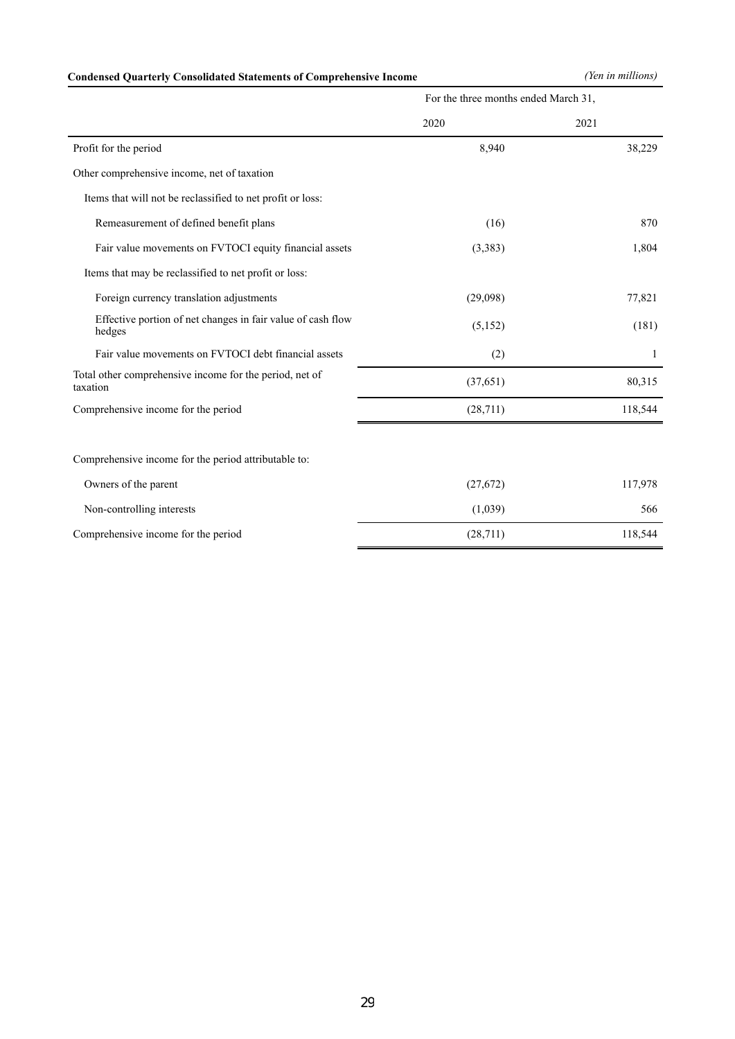**Condensed Quarterly Consolidated Statements of Comprehensive Income** *(Yen in millions)*

| | For the three months ended March 31, | |
|---|---|---|
| | 2020 | 2021 |
| Profit for the period | 8,940 | 38,229 |
| Other comprehensive income, net of taxation | | |
| Items that will not be reclassified to net profit or loss: | | |
| Remeasurement of defined benefit plans | (16) | 870 |
| Fair value movements on FVTOCI equity financial assets | (3,383) | 1,804 |
| Items that may be reclassified to net profit or loss: | | |
| Foreign currency translation adjustments | (29,098) | 77,821 |
| Effective portion of net changes in fair value of cash flow hedges | (5,152) | (181) |
| Fair value movements on FVTOCI debt financial assets | (2) | 1 |
| Total other comprehensive income for the period, net of taxation | (37,651) | 80,315 |
| Comprehensive income for the period | (28,711) | 118,544 |
| | | |
| Comprehensive income for the period attributable to: | | |
| Owners of the parent | (27,672) | 117,978 |
| Non-controlling interests | (1,039) | 566 |
| Comprehensive income for the period | (28,711) | 118,544 |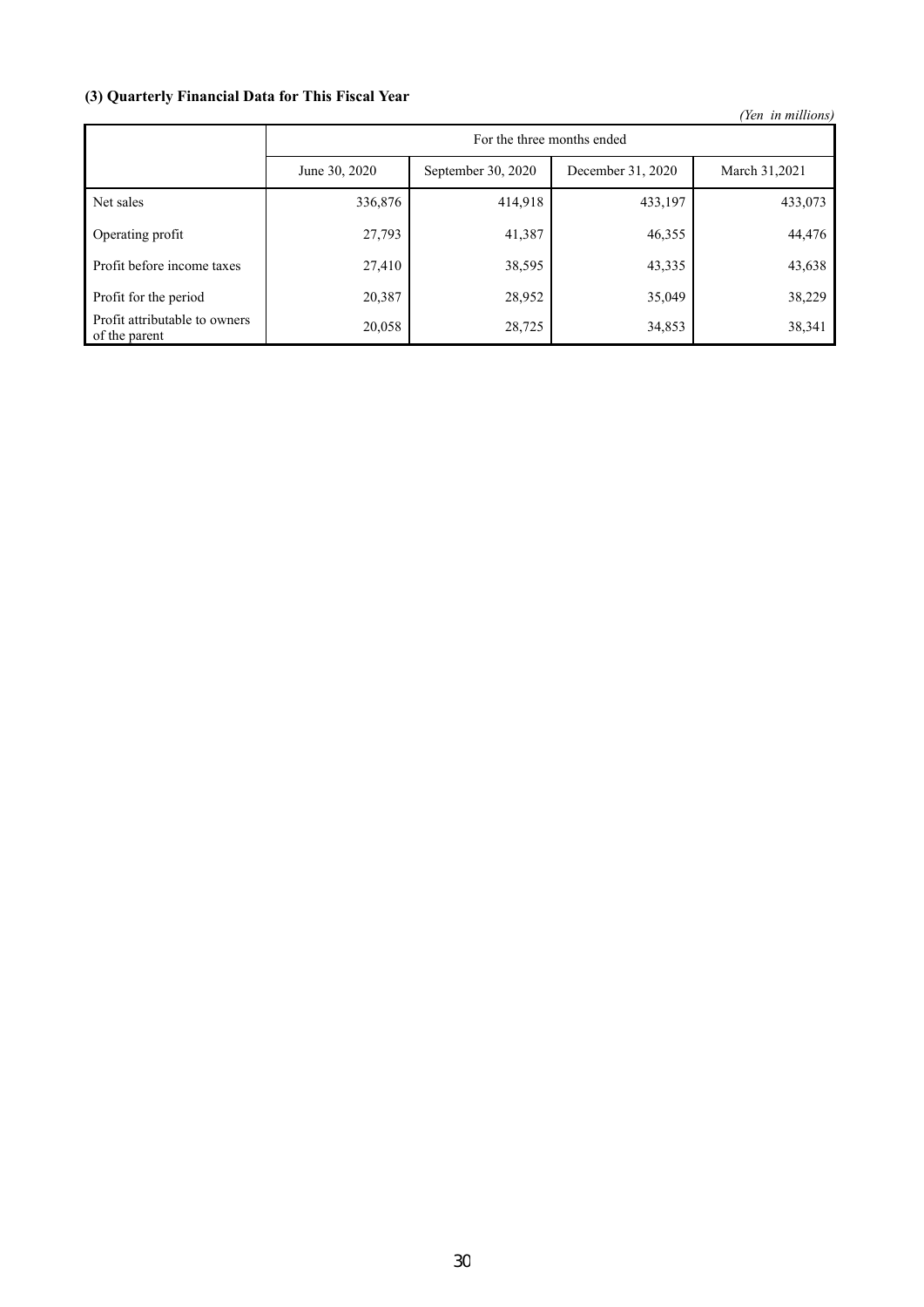### (3) Quarterly Financial Data for This Fiscal Year

*(Yen in millions)*

| | For the three months ended | | | |
|---|---|---|---|---|
| | June 30, 2020 | September 30, 2020 | December 31, 2020 | March 31,2021 |
| Net sales | 336,876 | 414,918 | 433,197 | 433,073 |
| Operating profit | 27,793 | 41,387 | 46,355 | 44,476 |
| Profit before income taxes | 27,410 | 38,595 | 43,335 | 43,638 |
| Profit for the period | 20,387 | 28,952 | 35,049 | 38,229 |
| Profit attributable to owners of the parent | 20,058 | 28,725 | 34,853 | 38,341 |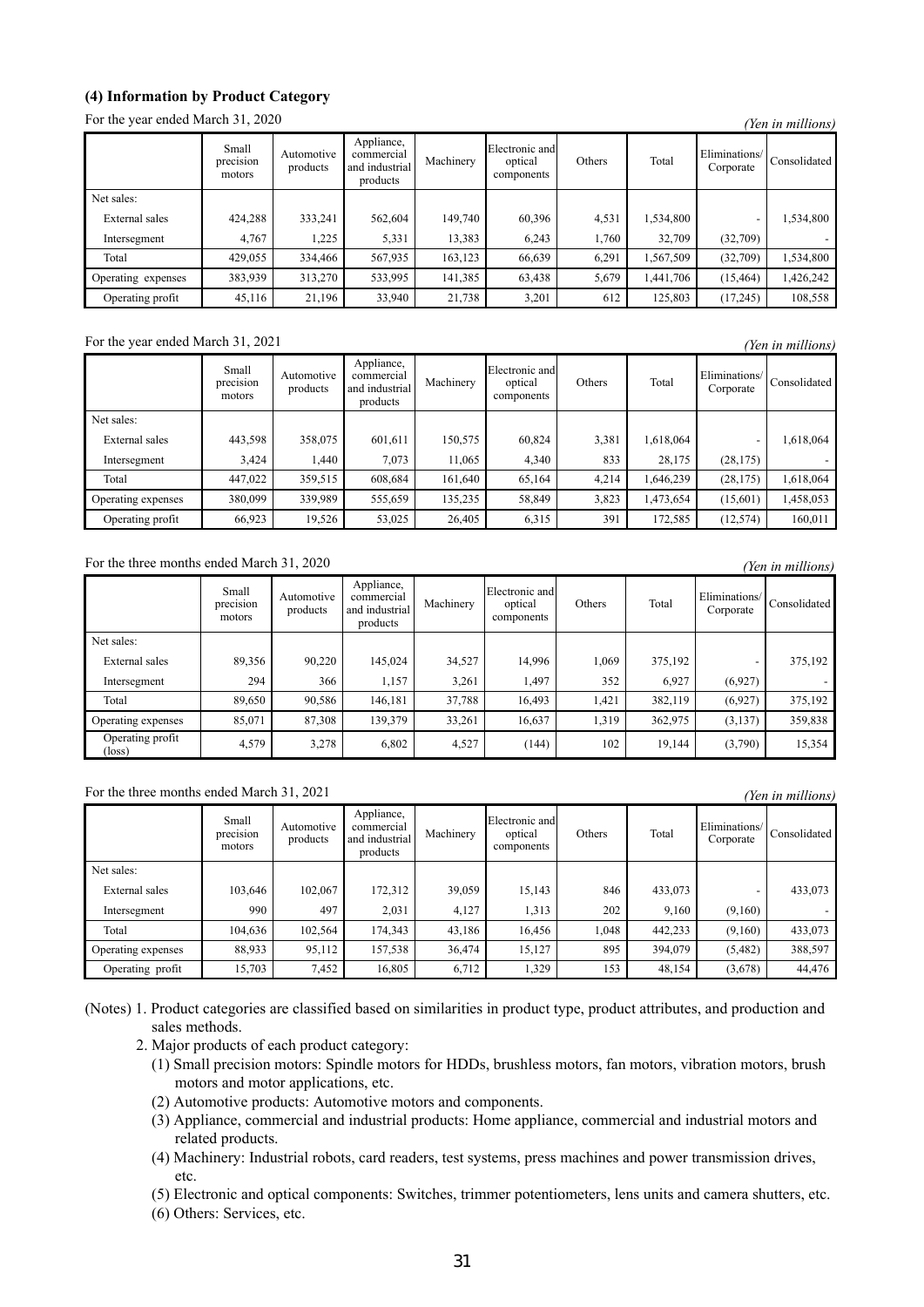### (4) Information by Product Category

For the year ended March 31, 2020

*(Yen in millions)*

| | Small precision motors | Automotive products | Appliance, commercial and industrial products | Machinery | Electronic and optical components | Others | Total | Eliminations/ Corporate | Consolidated |
|---|---|---|---|---|---|---|---|---|---|
| Net sales: | | | | | | | | | |
| External sales | 424,288 | 333,241 | 562,604 | 149,740 | 60,396 | 4,531 | 1,534,800 | - | 1,534,800 |
| Intersegment | 4,767 | 1,225 | 5,331 | 13,383 | 6,243 | 1,760 | 32,709 | (32,709) | - |
| Total | 429,055 | 334,466 | 567,935 | 163,123 | 66,639 | 6,291 | 1,567,509 | (32,709) | 1,534,800 |
| Operating expenses | 383,939 | 313,270 | 533,995 | 141,385 | 63,438 | 5,679 | 1,441,706 | (15,464) | 1,426,242 |
| Operating profit | 45,116 | 21,196 | 33,940 | 21,738 | 3,201 | 612 | 125,803 | (17,245) | 108,558 |

For the year ended March 31, 2021

*(Yen in millions)*

| | Small precision motors | Automotive products | Appliance, commercial and industrial products | Machinery | Electronic and optical components | Others | Total | Eliminations/ Corporate | Consolidated |
|---|---|---|---|---|---|---|---|---|---|
| Net sales: | | | | | | | | | |
| External sales | 443,598 | 358,075 | 601,611 | 150,575 | 60,824 | 3,381 | 1,618,064 | - | 1,618,064 |
| Intersegment | 3,424 | 1,440 | 7,073 | 11,065 | 4,340 | 833 | 28,175 | (28,175) | - |
| Total | 447,022 | 359,515 | 608,684 | 161,640 | 65,164 | 4,214 | 1,646,239 | (28,175) | 1,618,064 |
| Operating expenses | 380,099 | 339,989 | 555,659 | 135,235 | 58,849 | 3,823 | 1,473,654 | (15,601) | 1,458,053 |
| Operating profit | 66,923 | 19,526 | 53,025 | 26,405 | 6,315 | 391 | 172,585 | (12,574) | 160,011 |

For the three months ended March 31, 2020

*(Yen in millions)*

| | Small precision motors | Automotive products | Appliance, commercial and industrial products | Machinery | Electronic and optical components | Others | Total | Eliminations/ Corporate | Consolidated |
|---|---|---|---|---|---|---|---|---|---|
| Net sales: | | | | | | | | | |
| External sales | 89,356 | 90,220 | 145,024 | 34,527 | 14,996 | 1,069 | 375,192 | - | 375,192 |
| Intersegment | 294 | 366 | 1,157 | 3,261 | 1,497 | 352 | 6,927 | (6,927) | - |
| Total | 89,650 | 90,586 | 146,181 | 37,788 | 16,493 | 1,421 | 382,119 | (6,927) | 375,192 |
| Operating expenses | 85,071 | 87,308 | 139,379 | 33,261 | 16,637 | 1,319 | 362,975 | (3,137) | 359,838 |
| Operating profit (loss) | 4,579 | 3,278 | 6,802 | 4,527 | (144) | 102 | 19,144 | (3,790) | 15,354 |

For the three months ended March 31, 2021

*(Yen in millions)*

| | Small precision motors | Automotive products | Appliance, commercial and industrial products | Machinery | Electronic and optical components | Others | Total | Eliminations/ Corporate | Consolidated |
|---|---|---|---|---|---|---|---|---|---|
| Net sales: | | | | | | | | | |
| External sales | 103,646 | 102,067 | 172,312 | 39,059 | 15,143 | 846 | 433,073 | - | 433,073 |
| Intersegment | 990 | 497 | 2,031 | 4,127 | 1,313 | 202 | 9,160 | (9,160) | - |
| Total | 104,636 | 102,564 | 174,343 | 43,186 | 16,456 | 1,048 | 442,233 | (9,160) | 433,073 |
| Operating expenses | 88,933 | 95,112 | 157,538 | 36,474 | 15,127 | 895 | 394,079 | (5,482) | 388,597 |
| Operating profit | 15,703 | 7,452 | 16,805 | 6,712 | 1,329 | 153 | 48,154 | (3,678) | 44,476 |

(Notes) 1. Product categories are classified based on similarities in product type, product attributes, and production and sales methods.

2. Major products of each product category:
   (1) Small precision motors: Spindle motors for HDDs, brushless motors, fan motors, vibration motors, brush motors and motor applications, etc.
   (2) Automotive products: Automotive motors and components.
   (3) Appliance, commercial and industrial products: Home appliance, commercial and industrial motors and related products.
   (4) Machinery: Industrial robots, card readers, test systems, press machines and power transmission drives, etc.
   (5) Electronic and optical components: Switches, trimmer potentiometers, lens units and camera shutters, etc.
   (6) Others: Services, etc.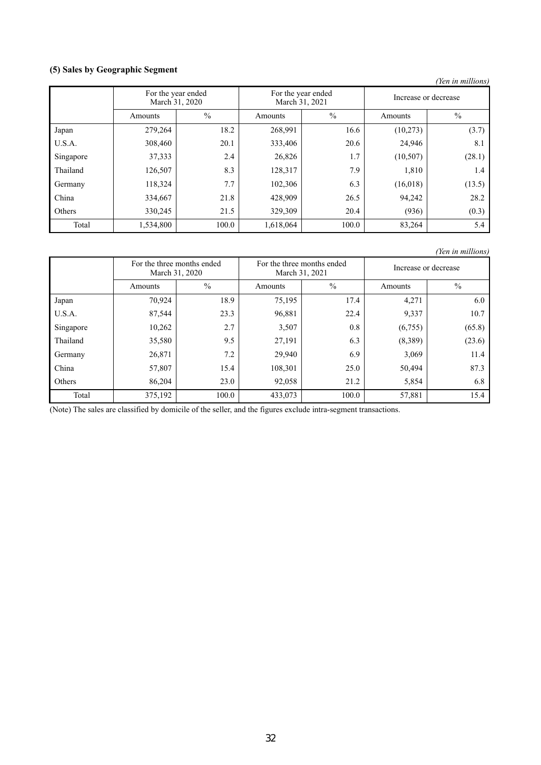### (5) Sales by Geographic Segment

*(Yen in millions)*

| | For the year ended March 31, 2020 | | For the year ended March 31, 2021 | | Increase or decrease | |
|---|---|---|---|---|---|---|
| | Amounts | % | Amounts | % | Amounts | % |
| Japan | 279,264 | 18.2 | 268,991 | 16.6 | (10,273) | (3.7) |
| U.S.A. | 308,460 | 20.1 | 333,406 | 20.6 | 24,946 | 8.1 |
| Singapore | 37,333 | 2.4 | 26,826 | 1.7 | (10,507) | (28.1) |
| Thailand | 126,507 | 8.3 | 128,317 | 7.9 | 1,810 | 1.4 |
| Germany | 118,324 | 7.7 | 102,306 | 6.3 | (16,018) | (13.5) |
| China | 334,667 | 21.8 | 428,909 | 26.5 | 94,242 | 28.2 |
| Others | 330,245 | 21.5 | 329,309 | 20.4 | (936) | (0.3) |
| Total | 1,534,800 | 100.0 | 1,618,064 | 100.0 | 83,264 | 5.4 |

*(Yen in millions)*

| | For the three months ended March 31, 2020 | | For the three months ended March 31, 2021 | | Increase or decrease | |
|---|---|---|---|---|---|---|
| | Amounts | % | Amounts | % | Amounts | % |
| Japan | 70,924 | 18.9 | 75,195 | 17.4 | 4,271 | 6.0 |
| U.S.A. | 87,544 | 23.3 | 96,881 | 22.4 | 9,337 | 10.7 |
| Singapore | 10,262 | 2.7 | 3,507 | 0.8 | (6,755) | (65.8) |
| Thailand | 35,580 | 9.5 | 27,191 | 6.3 | (8,389) | (23.6) |
| Germany | 26,871 | 7.2 | 29,940 | 6.9 | 3,069 | 11.4 |
| China | 57,807 | 15.4 | 108,301 | 25.0 | 50,494 | 87.3 |
| Others | 86,204 | 23.0 | 92,058 | 21.2 | 5,854 | 6.8 |
| Total | 375,192 | 100.0 | 433,073 | 100.0 | 57,881 | 15.4 |

(Note) The sales are classified by domicile of the seller, and the figures exclude intra-segment transactions.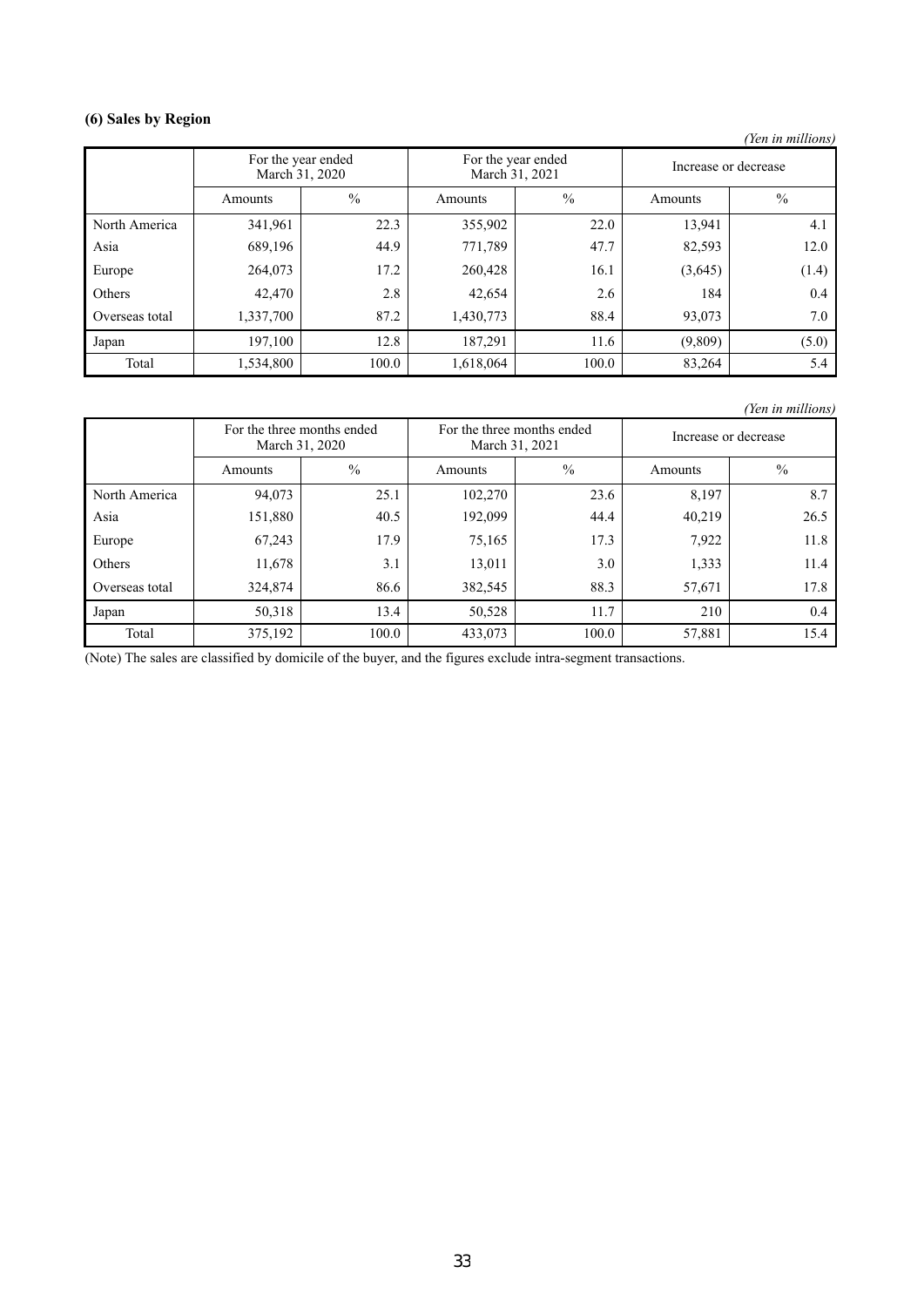### (6) Sales by Region

*(Yen in millions)*

| | For the year ended March 31, 2020 | | For the year ended March 31, 2021 | | Increase or decrease | |
|---|---|---|---|---|---|---|
| | Amounts | % | Amounts | % | Amounts | % |
| North America | 341,961 | 22.3 | 355,902 | 22.0 | 13,941 | 4.1 |
| Asia | 689,196 | 44.9 | 771,789 | 47.7 | 82,593 | 12.0 |
| Europe | 264,073 | 17.2 | 260,428 | 16.1 | (3,645) | (1.4) |
| Others | 42,470 | 2.8 | 42,654 | 2.6 | 184 | 0.4 |
| Overseas total | 1,337,700 | 87.2 | 1,430,773 | 88.4 | 93,073 | 7.0 |
| Japan | 197,100 | 12.8 | 187,291 | 11.6 | (9,809) | (5.0) |
| Total | 1,534,800 | 100.0 | 1,618,064 | 100.0 | 83,264 | 5.4 |

*(Yen in millions)*

| | For the three months ended March 31, 2020 | | For the three months ended March 31, 2021 | | Increase or decrease | |
|---|---|---|---|---|---|---|
| | Amounts | % | Amounts | % | Amounts | % |
| North America | 94,073 | 25.1 | 102,270 | 23.6 | 8,197 | 8.7 |
| Asia | 151,880 | 40.5 | 192,099 | 44.4 | 40,219 | 26.5 |
| Europe | 67,243 | 17.9 | 75,165 | 17.3 | 7,922 | 11.8 |
| Others | 11,678 | 3.1 | 13,011 | 3.0 | 1,333 | 11.4 |
| Overseas total | 324,874 | 86.6 | 382,545 | 88.3 | 57,671 | 17.8 |
| Japan | 50,318 | 13.4 | 50,528 | 11.7 | 210 | 0.4 |
| Total | 375,192 | 100.0 | 433,073 | 100.0 | 57,881 | 15.4 |

(Note) The sales are classified by domicile of the buyer, and the figures exclude intra-segment transactions.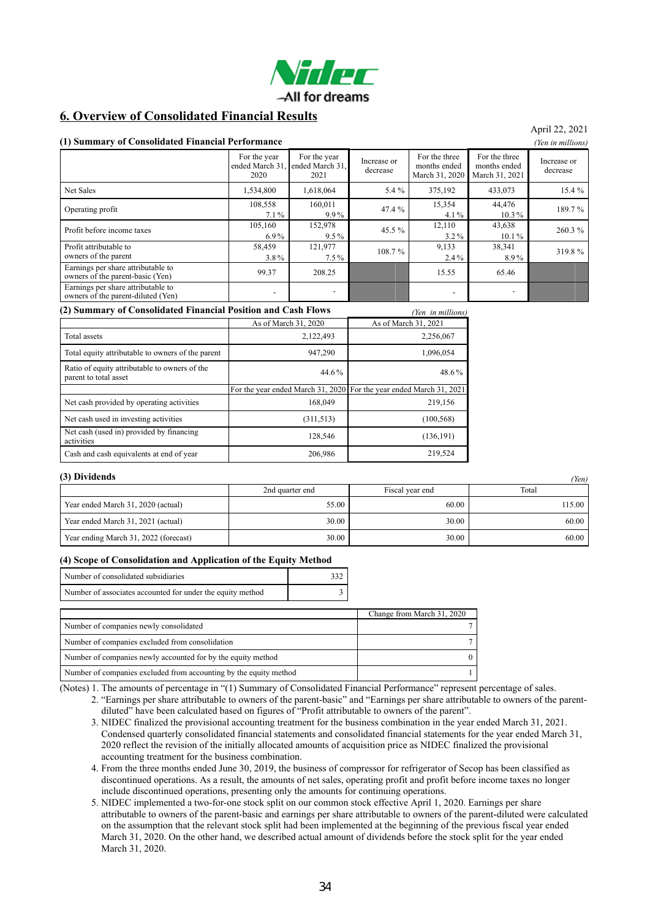Nidec
All for dreams

## 6. Overview of Consolidated Financial Results

April 22, 2021

### (1) Summary of Consolidated Financial Performance

*(Yen in millions)*

| | For the year ended March 31, 2020 | For the year ended March 31, 2021 | Increase or decrease | For the three months ended March 31, 2020 | For the three months ended March 31, 2021 | Increase or decrease |
|---|---|---|---|---|---|---|
| Net Sales | 1,534,800 | 1,618,064 | 5.4 % | 375,192 | 433,073 | 15.4 % |
| Operating profit | 108,558<br>7.1 % | 160,011<br>9.9 % | 47.4 % | 15,354<br>4.1 % | 44,476<br>10.3 % | 189.7 % |
| Profit before income taxes | 105,160<br>6.9 % | 152,978<br>9.5 % | 45.5 % | 12,110<br>3.2 % | 43,638<br>10.1 % | 260.3 % |
| Profit attributable to owners of the parent | 58,459<br>3.8 % | 121,977<br>7.5 % | 108.7 % | 9,133<br>2.4 % | 38,341<br>8.9 % | 319.8 % |
| Earnings per share attributable to owners of the parent-basic (Yen) | 99.37 | 208.25 | | 15.55 | 65.46 | |
| Earnings per share attributable to owners of the parent-diluted (Yen) | - | - | | - | - | |

### (2) Summary of Consolidated Financial Position and Cash Flows

*(Yen in millions)*

| | As of March 31, 2020 | As of March 31, 2021 |
|---|---|---|
| Total assets | 2,122,493 | 2,256,067 |
| Total equity attributable to owners of the parent | 947,290 | 1,096,054 |
| Ratio of equity attributable to owners of the parent to total asset | 44.6 % | 48.6 % |
| | For the year ended March 31, 2020 | For the year ended March 31, 2021 |
| Net cash provided by operating activities | 168,049 | 219,156 |
| Net cash used in investing activities | (311,513) | (100,568) |
| Net cash (used in) provided by financing activities | 128,546 | (136,191) |
| Cash and cash equivalents at end of year | 206,986 | 219,524 |

### (3) Dividends

*(Yen)*

| | 2nd quarter end | Fiscal year end | Total |
|---|---|---|---|
| Year ended March 31, 2020 (actual) | 55.00 | 60.00 | 115.00 |
| Year ended March 31, 2021 (actual) | 30.00 | 30.00 | 60.00 |
| Year ending March 31, 2022 (forecast) | 30.00 | 30.00 | 60.00 |

### (4) Scope of Consolidation and Application of the Equity Method

| | |
|---|---|
| Number of consolidated subsidiaries | 332 |
| Number of associates accounted for under the equity method | 3 |

| | Change from March 31, 2020 |
|---|---|
| Number of companies newly consolidated | 7 |
| Number of companies excluded from consolidation | 7 |
| Number of companies newly accounted for by the equity method | 0 |
| Number of companies excluded from accounting by the equity method | 1 |

(Notes) 1. The amounts of percentage in "(1) Summary of Consolidated Financial Performance" represent percentage of sales.

2. "Earnings per share attributable to owners of the parent-basic" and "Earnings per share attributable to owners of the parent-diluted" have been calculated based on figures of "Profit attributable to owners of the parent".

3. NIDEC finalized the provisional accounting treatment for the business combination in the year ended March 31, 2021. Condensed quarterly consolidated financial statements and consolidated financial statements for the year ended March 31, 2020 reflect the revision of the initially allocated amounts of acquisition price as NIDEC finalized the provisional accounting treatment for the business combination.

4. From the three months ended June 30, 2019, the business of compressor for refrigerator of Secop has been classified as discontinued operations. As a result, the amounts of net sales, operating profit and profit before income taxes no longer include discontinued operations, presenting only the amounts for continuing operations.

5. NIDEC implemented a two-for-one stock split on our common stock effective April 1, 2020. Earnings per share attributable to owners of the parent-basic and earnings per share attributable to owners of the parent-diluted were calculated on the assumption that the relevant stock split had been implemented at the beginning of the previous fiscal year ended March 31, 2020. On the other hand, we described actual amount of dividends before the stock split for the year ended March 31, 2020.